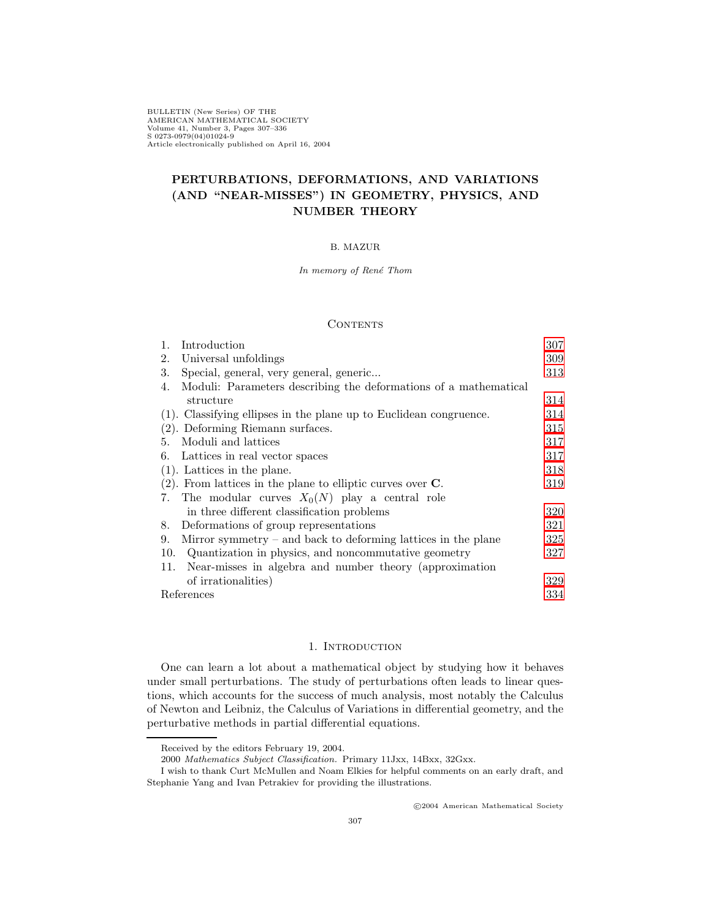BULLETIN (New Series) OF THE AMERICAN MATHEMATICAL SOCIETY
Volume 41, Number 3, Pages 307–336
S 0273-0979(04)01024-9
Article electronically published on April 16, 2004

# PERTURBATIONS, DEFORMATIONS, AND VARIATIONS (AND "NEAR-MISSES") IN GEOMETRY, PHYSICS, AND NUMBER THEORY

B. MAZUR

*In memory of René Thom*

## Contents

| | |
|---|---|
| 1. Introduction | 307 |
| 2. Universal unfoldings | 309 |
| 3. Special, general, very general, generic... | 313 |
| 4. Moduli: Parameters describing the deformations of a mathematical structure | 314 |
| (1). Classifying ellipses in the plane up to Euclidean congruence. | 314 |
| (2). Deforming Riemann surfaces. | 315 |
| 5. Moduli and lattices | 317 |
| 6. Lattices in real vector spaces | 317 |
| (1). Lattices in the plane. | 318 |
| (2). From lattices in the plane to elliptic curves over **C**. | 319 |
| 7. The modular curves $X_0(N)$ play a central role in three different classification problems | 320 |
| 8. Deformations of group representations | 321 |
| 9. Mirror symmetry – and back to deforming lattices in the plane | 325 |
| 10. Quantization in physics, and noncommutative geometry | 327 |
| 11. Near-misses in algebra and number theory (approximation of irrationalities) | 329 |
| References | 334 |

## 1. Introduction

One can learn a lot about a mathematical object by studying how it behaves under small perturbations. The study of perturbations often leads to linear questions, which accounts for the success of much analysis, most notably the Calculus of Newton and Leibniz, the Calculus of Variations in differential geometry, and the perturbative methods in partial differential equations.

---

Received by the editors February 19, 2004.

2000 *Mathematics Subject Classification.* Primary 11Jxx, 14Bxx, 32Gxx.

I wish to thank Curt McMullen and Noam Elkies for helpful comments on an early draft, and Stephanie Yang and Ivan Petrakiev for providing the illustrations.

©2004 American Mathematical Society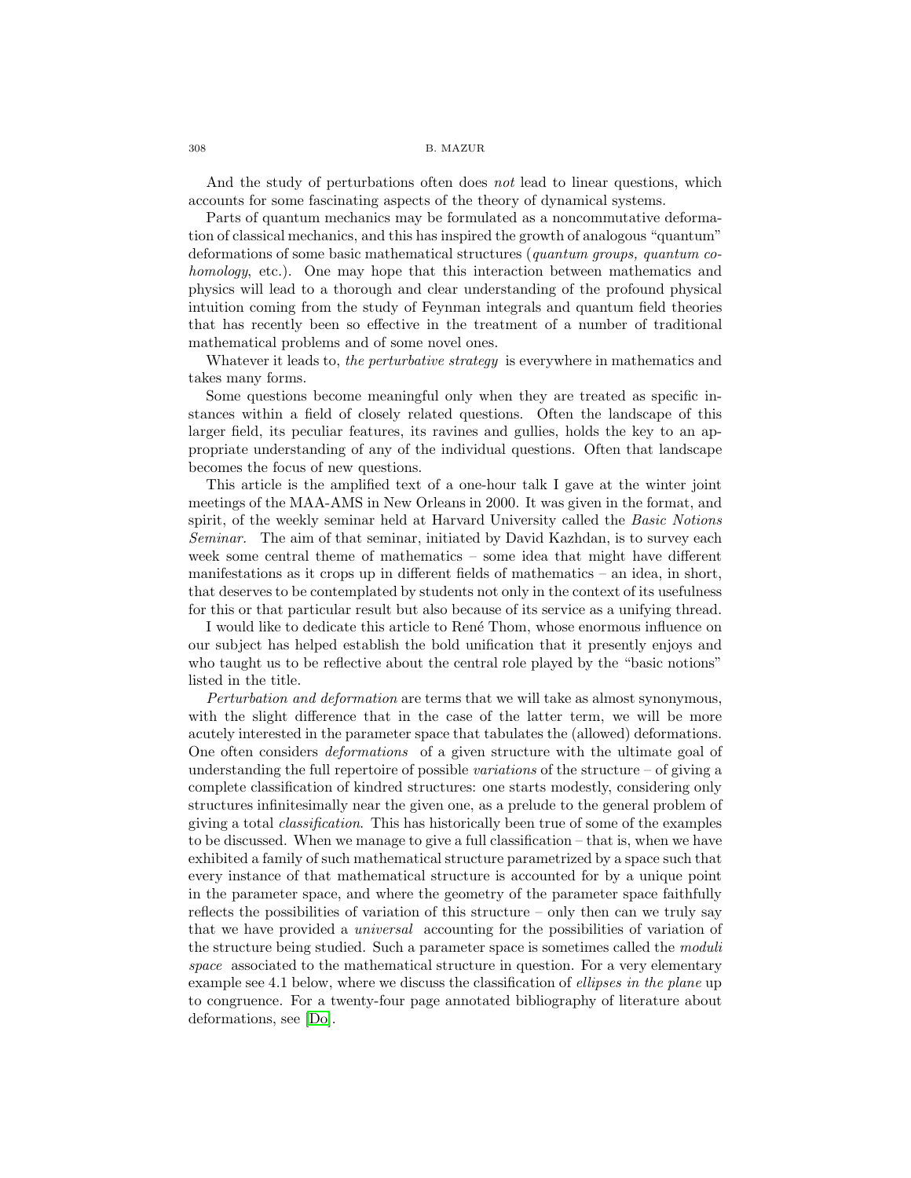And the study of perturbations often does *not* lead to linear questions, which accounts for some fascinating aspects of the theory of dynamical systems.

Parts of quantum mechanics may be formulated as a noncommutative deformation of classical mechanics, and this has inspired the growth of analogous "quantum" deformations of some basic mathematical structures (*quantum groups, quantum cohomology*, etc.). One may hope that this interaction between mathematics and physics will lead to a thorough and clear understanding of the profound physical intuition coming from the study of Feynman integrals and quantum field theories that has recently been so effective in the treatment of a number of traditional mathematical problems and of some novel ones.

Whatever it leads to, *the perturbative strategy* is everywhere in mathematics and takes many forms.

Some questions become meaningful only when they are treated as specific instances within a field of closely related questions. Often the landscape of this larger field, its peculiar features, its ravines and gullies, holds the key to an appropriate understanding of any of the individual questions. Often that landscape becomes the focus of new questions.

This article is the amplified text of a one-hour talk I gave at the winter joint meetings of the MAA-AMS in New Orleans in 2000. It was given in the format, and spirit, of the weekly seminar held at Harvard University called the *Basic Notions Seminar.* The aim of that seminar, initiated by David Kazhdan, is to survey each week some central theme of mathematics – some idea that might have different manifestations as it crops up in different fields of mathematics – an idea, in short, that deserves to be contemplated by students not only in the context of its usefulness for this or that particular result but also because of its service as a unifying thread.

I would like to dedicate this article to René Thom, whose enormous influence on our subject has helped establish the bold unification that it presently enjoys and who taught us to be reflective about the central role played by the "basic notions" listed in the title.

*Perturbation and deformation* are terms that we will take as almost synonymous, with the slight difference that in the case of the latter term, we will be more acutely interested in the parameter space that tabulates the (allowed) deformations. One often considers *deformations* of a given structure with the ultimate goal of understanding the full repertoire of possible *variations* of the structure – of giving a complete classification of kindred structures: one starts modestly, considering only structures infinitesimally near the given one, as a prelude to the general problem of giving a total *classification*. This has historically been true of some of the examples to be discussed. When we manage to give a full classification – that is, when we have exhibited a family of such mathematical structure parametrized by a space such that every instance of that mathematical structure is accounted for by a unique point in the parameter space, and where the geometry of the parameter space faithfully reflects the possibilities of variation of this structure – only then can we truly say that we have provided a *universal* accounting for the possibilities of variation of the structure being studied. Such a parameter space is sometimes called the *moduli space* associated to the mathematical structure in question. For a very elementary example see 4.1 below, where we discuss the classification of *ellipses in the plane* up to congruence. For a twenty-four page annotated bibliography of literature about deformations, see [Do].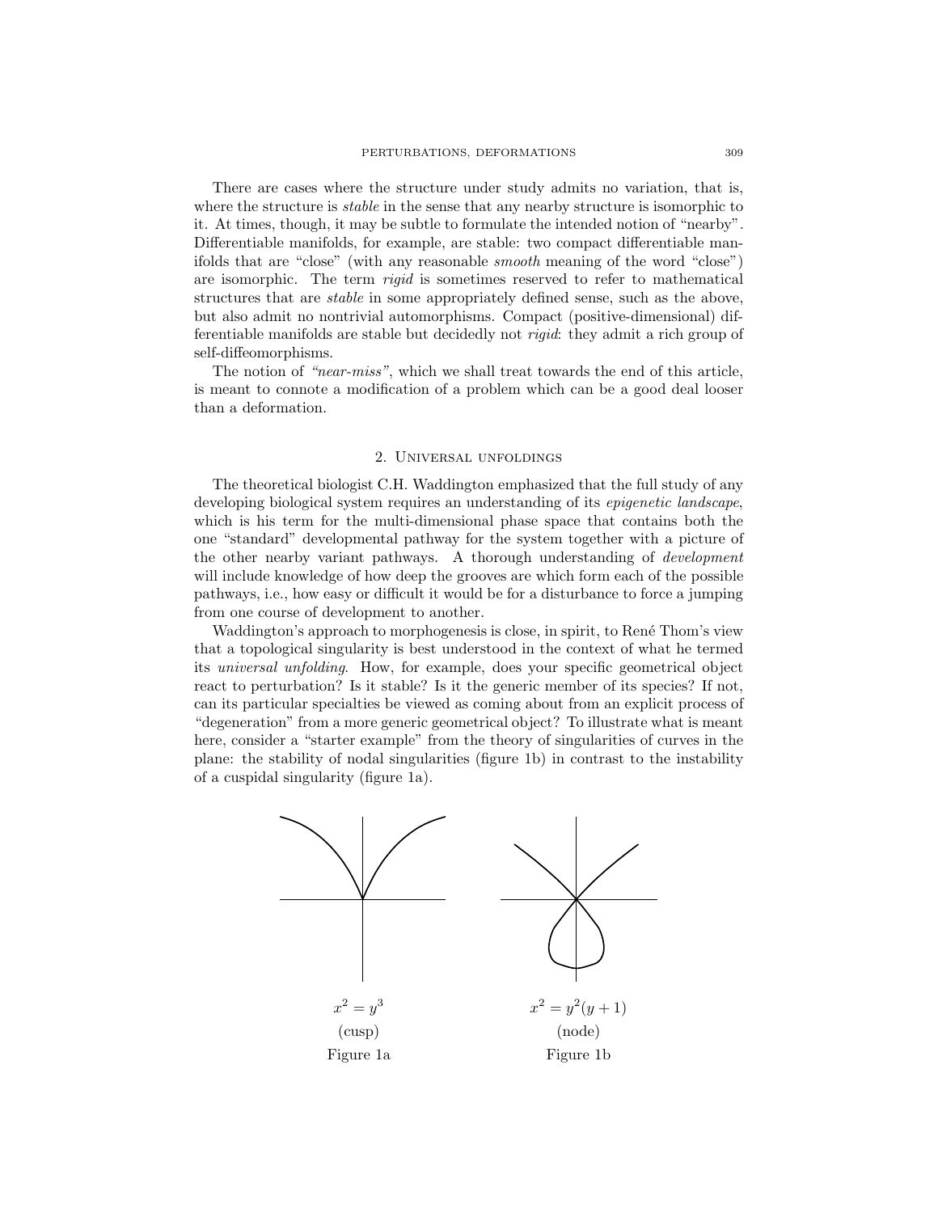There are cases where the structure under study admits no variation, that is, where the structure is *stable* in the sense that any nearby structure is isomorphic to it. At times, though, it may be subtle to formulate the intended notion of "nearby". Differentiable manifolds, for example, are stable: two compact differentiable manifolds that are "close" (with any reasonable *smooth* meaning of the word "close") are isomorphic. The term *rigid* is sometimes reserved to refer to mathematical structures that are *stable* in some appropriately defined sense, such as the above, but also admit no nontrivial automorphisms. Compact (positive-dimensional) differentiable manifolds are stable but decidedly not *rigid*: they admit a rich group of self-diffeomorphisms.

The notion of *"near-miss"*, which we shall treat towards the end of this article, is meant to connote a modification of a problem which can be a good deal looser than a deformation.

## 2. Universal unfoldings

The theoretical biologist C.H. Waddington emphasized that the full study of any developing biological system requires an understanding of its *epigenetic landscape*, which is his term for the multi-dimensional phase space that contains both the one "standard" developmental pathway for the system together with a picture of the other nearby variant pathways. A thorough understanding of *development* will include knowledge of how deep the grooves are which form each of the possible pathways, i.e., how easy or difficult it would be for a disturbance to force a jumping from one course of development to another.

Waddington's approach to morphogenesis is close, in spirit, to René Thom's view that a topological singularity is best understood in the context of what he termed its *universal unfolding*. How, for example, does your specific geometrical object react to perturbation? Is it stable? Is it the generic member of its species? If not, can its particular specialties be viewed as coming about from an explicit process of "degeneration" from a more generic geometrical object? To illustrate what is meant here, consider a "starter example" from the theory of singularities of curves in the plane: the stability of nodal singularities (figure 1b) in contrast to the instability of a cuspidal singularity (figure 1a).

$x^2 = y^3$

(cusp)

Figure 1a

$x^2 = y^2(y + 1)$

(node)

Figure 1b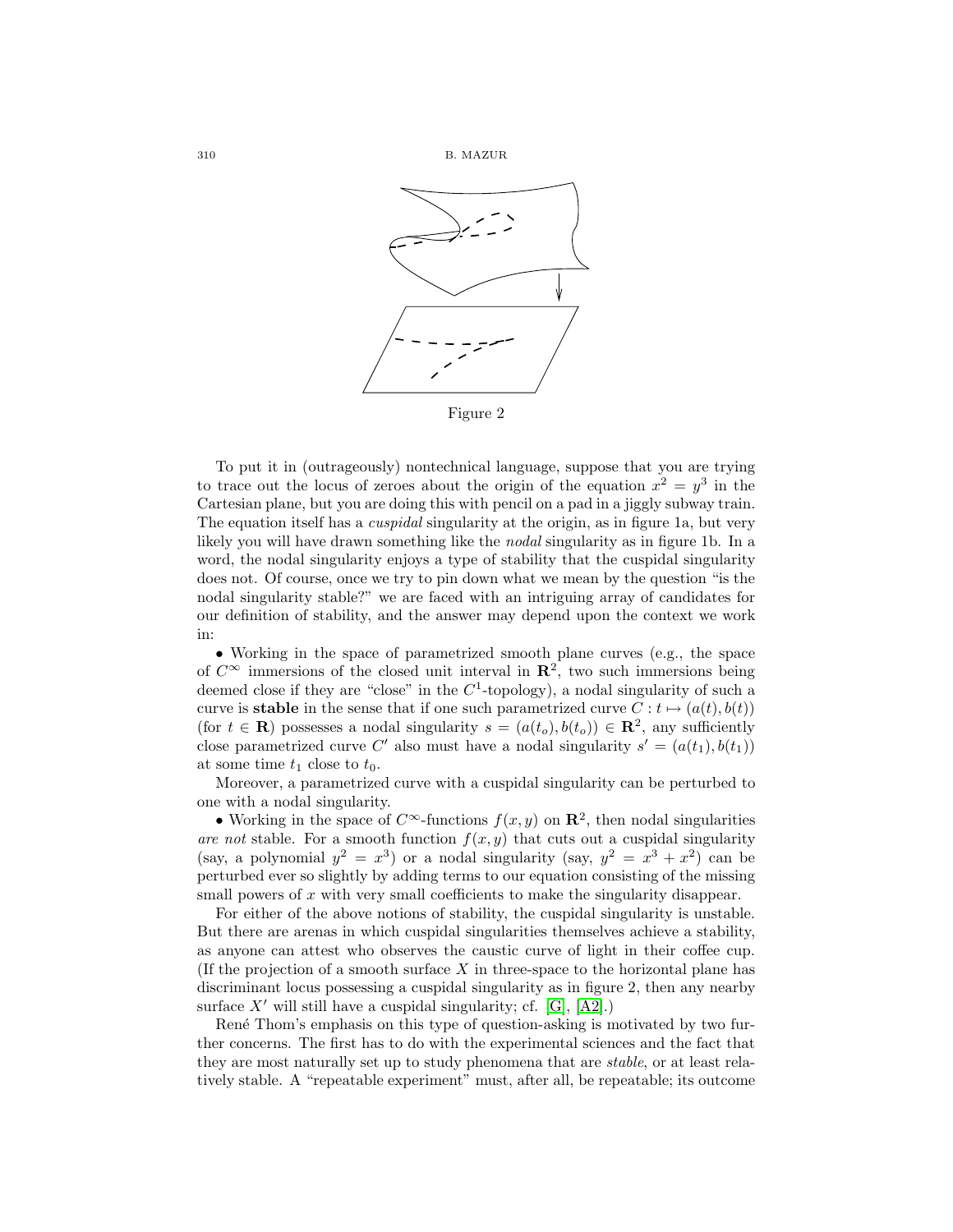Figure 2

To put it in (outrageously) nontechnical language, suppose that you are trying to trace out the locus of zeroes about the origin of the equation $x^2 = y^3$ in the Cartesian plane, but you are doing this with pencil on a pad in a jiggly subway train. The equation itself has a *cuspidal* singularity at the origin, as in figure 1a, but very likely you will have drawn something like the *nodal* singularity as in figure 1b. In a word, the nodal singularity enjoys a type of stability that the cuspidal singularity does not. Of course, once we try to pin down what we mean by the question "is the nodal singularity stable?" we are faced with an intriguing array of candidates for our definition of stability, and the answer may depend upon the context we work in:

• Working in the space of parametrized smooth plane curves (e.g., the space of $C^\infty$ immersions of the closed unit interval in $\mathbf{R}^2$, two such immersions being deemed close if they are "close" in the $C^1$-topology), a nodal singularity of such a curve is **stable** in the sense that if one such parametrized curve $C : t \mapsto (a(t), b(t))$ (for $t \in \mathbf{R}$) possesses a nodal singularity $s = (a(t_o), b(t_o)) \in \mathbf{R}^2$, any sufficiently close parametrized curve $C'$ also must have a nodal singularity $s' = (a(t_1), b(t_1))$ at some time $t_1$ close to $t_0$.

Moreover, a parametrized curve with a cuspidal singularity can be perturbed to one with a nodal singularity.

• Working in the space of $C^\infty$-functions $f(x, y)$ on $\mathbf{R}^2$, then nodal singularities *are not* stable. For a smooth function $f(x, y)$ that cuts out a cuspidal singularity (say, a polynomial $y^2 = x^3$) or a nodal singularity (say, $y^2 = x^3 + x^2$) can be perturbed ever so slightly by adding terms to our equation consisting of the missing small powers of $x$ with very small coefficients to make the singularity disappear.

For either of the above notions of stability, the cuspidal singularity is unstable. But there are arenas in which cuspidal singularities themselves achieve a stability, as anyone can attest who observes the caustic curve of light in their coffee cup. (If the projection of a smooth surface $X$ in three-space to the horizontal plane has discriminant locus possessing a cuspidal singularity as in figure 2, then any nearby surface $X'$ will still have a cuspidal singularity; cf. [G], [A2].)

René Thom's emphasis on this type of question-asking is motivated by two further concerns. The first has to do with the experimental sciences and the fact that they are most naturally set up to study phenomena that are *stable*, or at least relatively stable. A "repeatable experiment" must, after all, be repeatable; its outcome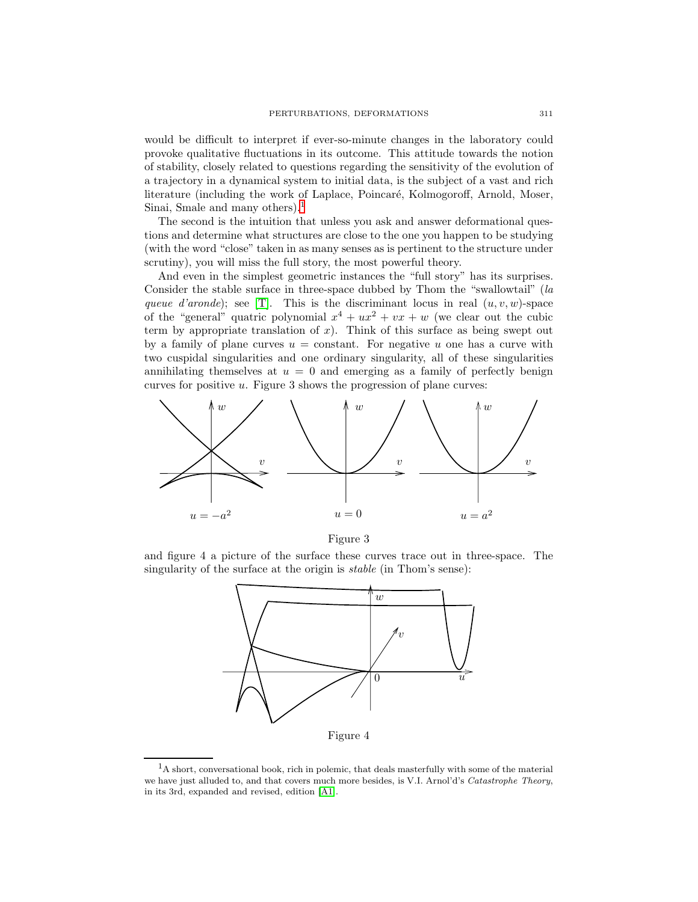would be difficult to interpret if ever-so-minute changes in the laboratory could provoke qualitative fluctuations in its outcome. This attitude towards the notion of stability, closely related to questions regarding the sensitivity of the evolution of a trajectory in a dynamical system to initial data, is the subject of a vast and rich literature (including the work of Laplace, Poincaré, Kolmogoroff, Arnold, Moser, Sinai, Smale and many others).[1]

The second is the intuition that unless you ask and answer deformational questions and determine what structures are close to the one you happen to be studying (with the word "close" taken in as many senses as is pertinent to the structure under scrutiny), you will miss the full story, the most powerful theory.

And even in the simplest geometric instances the "full story" has its surprises. Consider the stable surface in three-space dubbed by Thom the "swallowtail" (*la queue d'aronde*); see [T]. This is the discriminant locus in real $(u, v, w)$-space of the "general" quatric polynomial $x^4 + ux^2 + vx + w$ (we clear out the cubic term by appropriate translation of $x$). Think of this surface as being swept out by a family of plane curves $u =$ constant. For negative $u$ one has a curve with two cuspidal singularities and one ordinary singularity, all of these singularities annihilating themselves at $u = 0$ and emerging as a family of perfectly benign curves for positive $u$. Figure 3 shows the progression of plane curves:

$w$
$v$
$u = -a^2$
$w$
$v$
$u = 0$
$w$
$v$
$u = a^2$

Figure 3

and figure 4 a picture of the surface these curves trace out in three-space. The singularity of the surface at the origin is *stable* (in Thom's sense):

$w$
$v$
$0$
$u$

Figure 4

[1] A short, conversational book, rich in polemic, that deals masterfully with some of the material we have just alluded to, and that covers much more besides, is V.I. Arnol'd's *Catastrophe Theory*, in its 3rd, expanded and revised, edition [A1].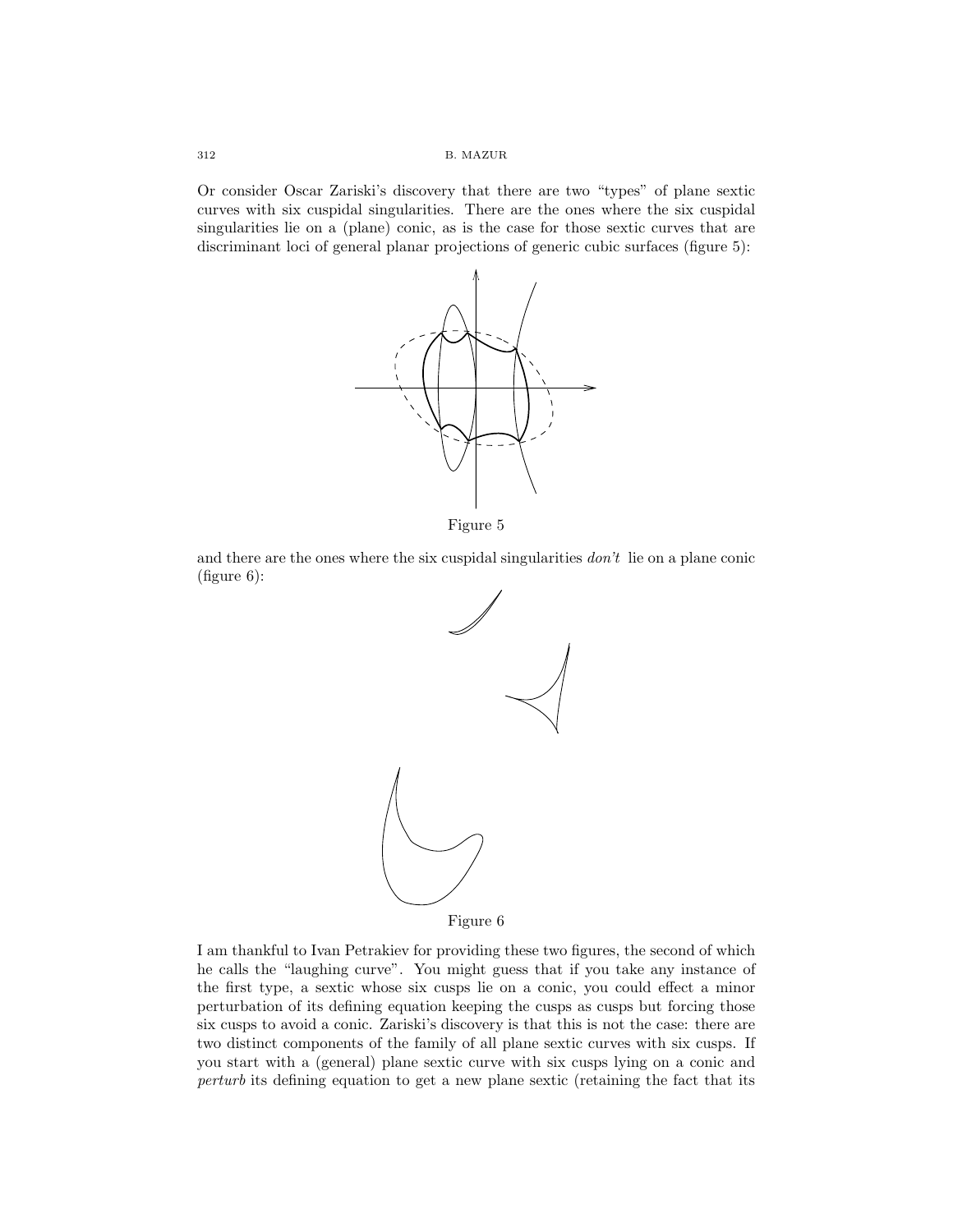Or consider Oscar Zariski's discovery that there are two "types" of plane sextic curves with six cuspidal singularities. There are the ones where the six cuspidal singularities lie on a (plane) conic, as is the case for those sextic curves that are discriminant loci of general planar projections of generic cubic surfaces (figure 5):

Figure 5

and there are the ones where the six cuspidal singularities *don't* lie on a plane conic (figure 6):

Figure 6

I am thankful to Ivan Petrakiev for providing these two figures, the second of which he calls the "laughing curve". You might guess that if you take any instance of the first type, a sextic whose six cusps lie on a conic, you could effect a minor perturbation of its defining equation keeping the cusps as cusps but forcing those six cusps to avoid a conic. Zariski's discovery is that this is not the case: there are two distinct components of the family of all plane sextic curves with six cusps. If you start with a (general) plane sextic curve with six cusps lying on a conic and *perturb* its defining equation to get a new plane sextic (retaining the fact that its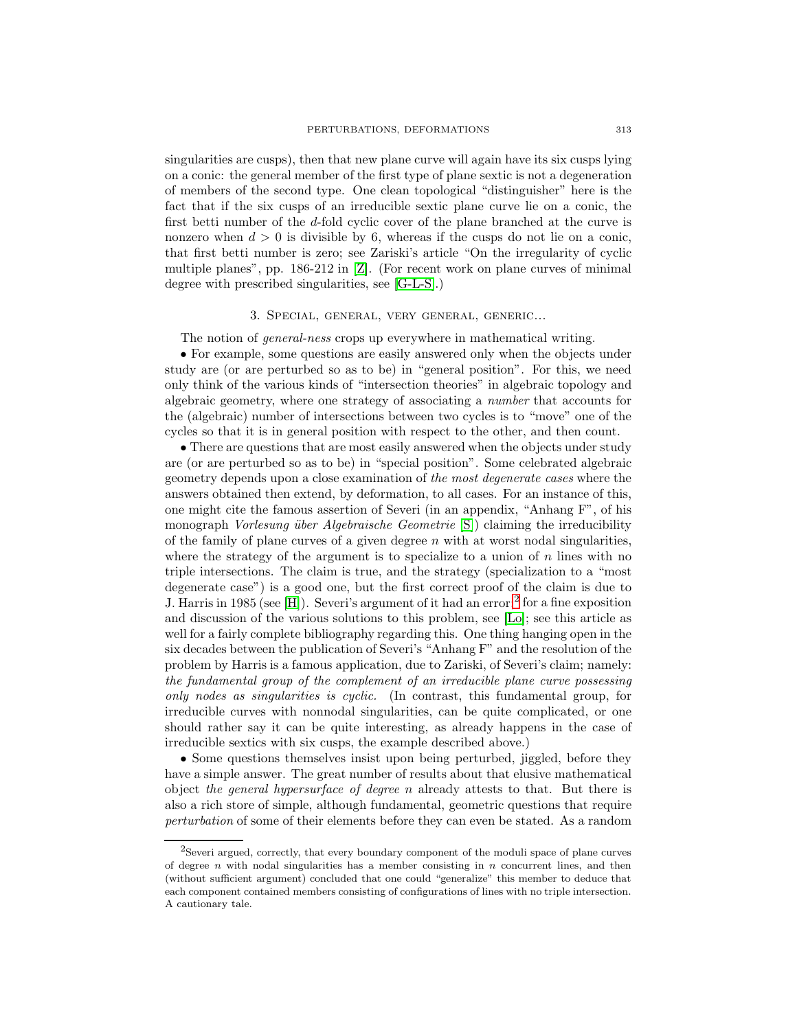singularities are cusps), then that new plane curve will again have its six cusps lying on a conic: the general member of the first type of plane sextic is not a degeneration of members of the second type. One clean topological "distinguisher" here is the fact that if the six cusps of an irreducible sextic plane curve lie on a conic, the first betti number of the $d$-fold cyclic cover of the plane branched at the curve is nonzero when $d > 0$ is divisible by 6, whereas if the cusps do not lie on a conic, that first betti number is zero; see Zariski's article "On the irregularity of cyclic multiple planes", pp. 186-212 in [Z]. (For recent work on plane curves of minimal degree with prescribed singularities, see [G-L-S].)

## 3. Special, general, very general, generic...

The notion of *general-ness* crops up everywhere in mathematical writing.

• For example, some questions are easily answered only when the objects under study are (or are perturbed so as to be) in "general position". For this, we need only think of the various kinds of "intersection theories" in algebraic topology and algebraic geometry, where one strategy of associating a *number* that accounts for the (algebraic) number of intersections between two cycles is to "move" one of the cycles so that it is in general position with respect to the other, and then count.

• There are questions that are most easily answered when the objects under study are (or are perturbed so as to be) in "special position". Some celebrated algebraic geometry depends upon a close examination of *the most degenerate cases* where the answers obtained then extend, by deformation, to all cases. For an instance of this, one might cite the famous assertion of Severi (in an appendix, "Anhang F", of his monograph *Vorlesung über Algebraische Geometrie* [S]) claiming the irreducibility of the family of plane curves of a given degree $n$ with at worst nodal singularities, where the strategy of the argument is to specialize to a union of $n$ lines with no triple intersections. The claim is true, and the strategy (specialization to a "most degenerate case") is a good one, but the first correct proof of the claim is due to J. Harris in 1985 (see [H]). Severi's argument of it had an error;[2] for a fine exposition and discussion of the various solutions to this problem, see [Lo]; see this article as well for a fairly complete bibliography regarding this. One thing hanging open in the six decades between the publication of Severi's "Anhang F" and the resolution of the problem by Harris is a famous application, due to Zariski, of Severi's claim; namely: *the fundamental group of the complement of an irreducible plane curve possessing only nodes as singularities is cyclic.* (In contrast, this fundamental group, for irreducible curves with nonnodal singularities, can be quite complicated, or one should rather say it can be quite interesting, as already happens in the case of irreducible sextics with six cusps, the example described above.)

• Some questions themselves insist upon being perturbed, jiggled, before they have a simple answer. The great number of results about that elusive mathematical object *the general hypersurface of degree n* already attests to that. But there is also a rich store of simple, although fundamental, geometric questions that require *perturbation* of some of their elements before they can even be stated. As a random

[2] Severi argued, correctly, that every boundary component of the moduli space of plane curves of degree $n$ with nodal singularities has a member consisting in $n$ concurrent lines, and then (without sufficient argument) concluded that one could "generalize" this member to deduce that each component contained members consisting of configurations of lines with no triple intersection. A cautionary tale.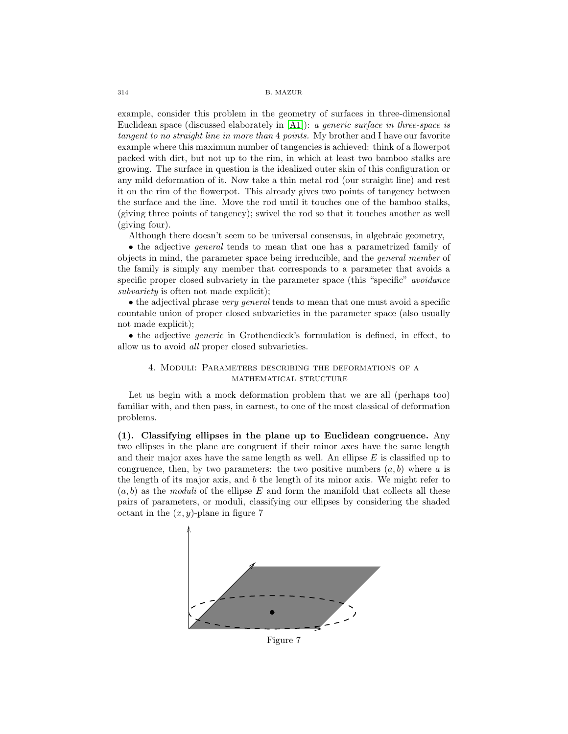example, consider this problem in the geometry of surfaces in three-dimensional Euclidean space (discussed elaborately in [A1]): *a generic surface in three-space is tangent to no straight line in more than* 4 *points.* My brother and I have our favorite example where this maximum number of tangencies is achieved: think of a flowerpot packed with dirt, but not up to the rim, in which at least two bamboo stalks are growing. The surface in question is the idealized outer skin of this configuration or any mild deformation of it. Now take a thin metal rod (our straight line) and rest it on the rim of the flowerpot. This already gives two points of tangency between the surface and the line. Move the rod until it touches one of the bamboo stalks, (giving three points of tangency); swivel the rod so that it touches another as well (giving four).

Although there doesn't seem to be universal consensus, in algebraic geometry,

- the adjective *general* tends to mean that one has a parametrized family of objects in mind, the parameter space being irreducible, and the *general member* of the family is simply any member that corresponds to a parameter that avoids a specific proper closed subvariety in the parameter space (this "specific" *avoidance subvariety* is often not made explicit);
- the adjectival phrase *very general* tends to mean that one must avoid a specific countable union of proper closed subvarieties in the parameter space (also usually not made explicit);
- the adjective *generic* in Grothendieck's formulation is defined, in effect, to allow us to avoid *all* proper closed subvarieties.

## 4. Moduli: Parameters describing the deformations of a mathematical structure

Let us begin with a mock deformation problem that we are all (perhaps too) familiar with, and then pass, in earnest, to one of the most classical of deformation problems.

**(1). Classifying ellipses in the plane up to Euclidean congruence.** Any two ellipses in the plane are congruent if their minor axes have the same length and their major axes have the same length as well. An ellipse $E$ is classified up to congruence, then, by two parameters: the two positive numbers $(a, b)$ where $a$ is the length of its major axis, and $b$ the length of its minor axis. We might refer to $(a, b)$ as the *moduli* of the ellipse $E$ and form the manifold that collects all these pairs of parameters, or moduli, classifying our ellipses by considering the shaded octant in the $(x, y)$-plane in figure 7

Figure 7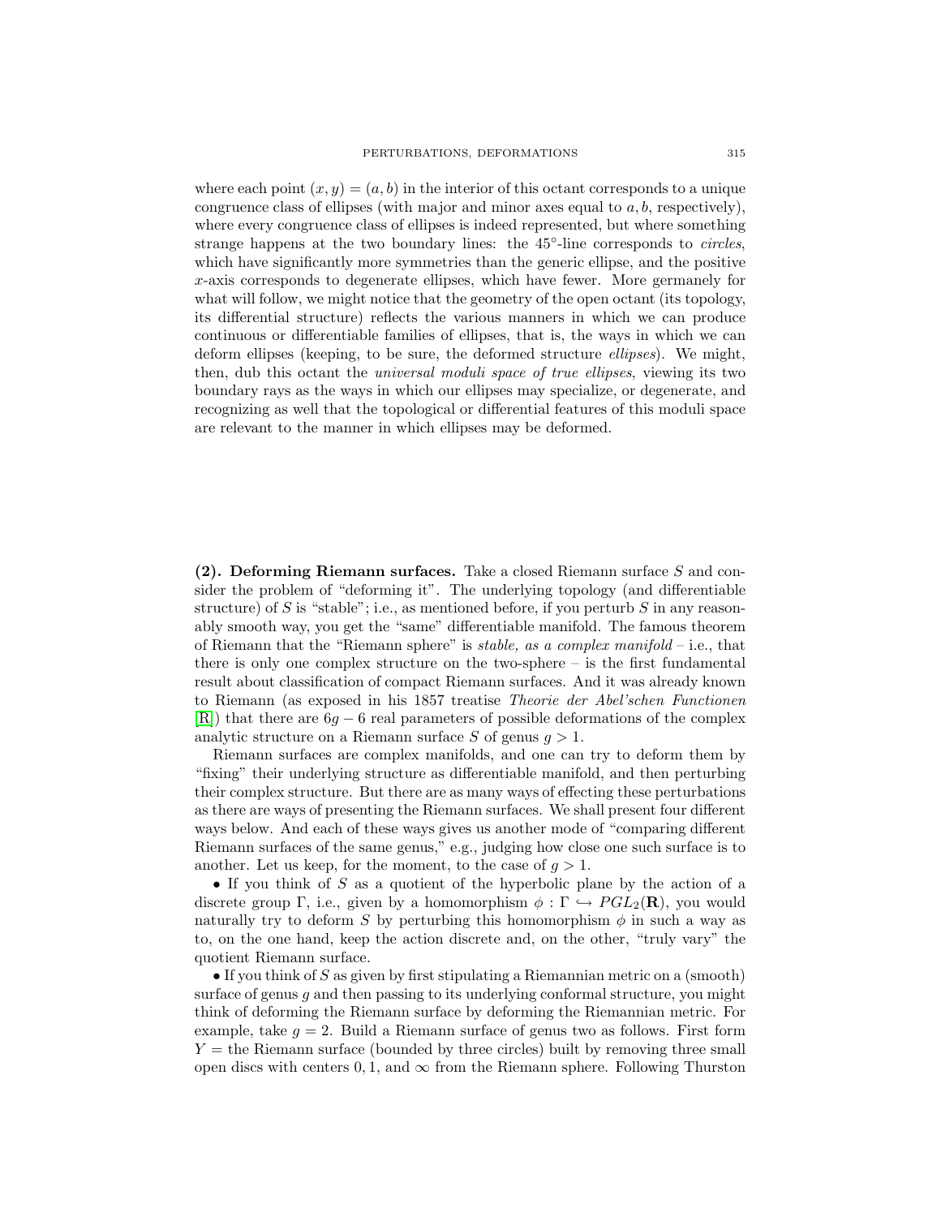where each point $(x, y) = (a, b)$ in the interior of this octant corresponds to a unique congruence class of ellipses (with major and minor axes equal to $a, b$, respectively), where every congruence class of ellipses is indeed represented, but where something strange happens at the two boundary lines: the 45°-line corresponds to *circles*, which have significantly more symmetries than the generic ellipse, and the positive $x$-axis corresponds to degenerate ellipses, which have fewer. More germanely for what will follow, we might notice that the geometry of the open octant (its topology, its differential structure) reflects the various manners in which we can produce continuous or differentiable families of ellipses, that is, the ways in which we can deform ellipses (keeping, to be sure, the deformed structure *ellipses*). We might, then, dub this octant the *universal moduli space of true ellipses*, viewing its two boundary rays as the ways in which our ellipses may specialize, or degenerate, and recognizing as well that the topological or differential features of this moduli space are relevant to the manner in which ellipses may be deformed.

**(2). Deforming Riemann surfaces.** Take a closed Riemann surface $S$ and consider the problem of "deforming it". The underlying topology (and differentiable structure) of $S$ is "stable"; i.e., as mentioned before, if you perturb $S$ in any reasonably smooth way, you get the "same" differentiable manifold. The famous theorem of Riemann that the "Riemann sphere" is *stable, as a complex manifold* – i.e., that there is only one complex structure on the two-sphere – is the first fundamental result about classification of compact Riemann surfaces. And it was already known to Riemann (as exposed in his 1857 treatise *Theorie der Abel'schen Functionen* [R]) that there are $6g - 6$ real parameters of possible deformations of the complex analytic structure on a Riemann surface $S$ of genus $g > 1$.

Riemann surfaces are complex manifolds, and one can try to deform them by "fixing" their underlying structure as differentiable manifold, and then perturbing their complex structure. But there are as many ways of effecting these perturbations as there are ways of presenting the Riemann surfaces. We shall present four different ways below. And each of these ways gives us another mode of "comparing different Riemann surfaces of the same genus," e.g., judging how close one such surface is to another. Let us keep, for the moment, to the case of $g > 1$.

- If you think of $S$ as a quotient of the hyperbolic plane by the action of a discrete group $\Gamma$, i.e., given by a homomorphism $\phi : \Gamma \hookrightarrow PGL_2(\mathbf{R})$, you would naturally try to deform $S$ by perturbing this homomorphism $\phi$ in such a way as to, on the one hand, keep the action discrete and, on the other, "truly vary" the quotient Riemann surface.
- If you think of $S$ as given by first stipulating a Riemannian metric on a (smooth) surface of genus $g$ and then passing to its underlying conformal structure, you might think of deforming the Riemann surface by deforming the Riemannian metric. For example, take $g = 2$. Build a Riemann surface of genus two as follows. First form $Y =$ the Riemann surface (bounded by three circles) built by removing three small open discs with centers $0, 1$, and $\infty$ from the Riemann sphere. Following Thurston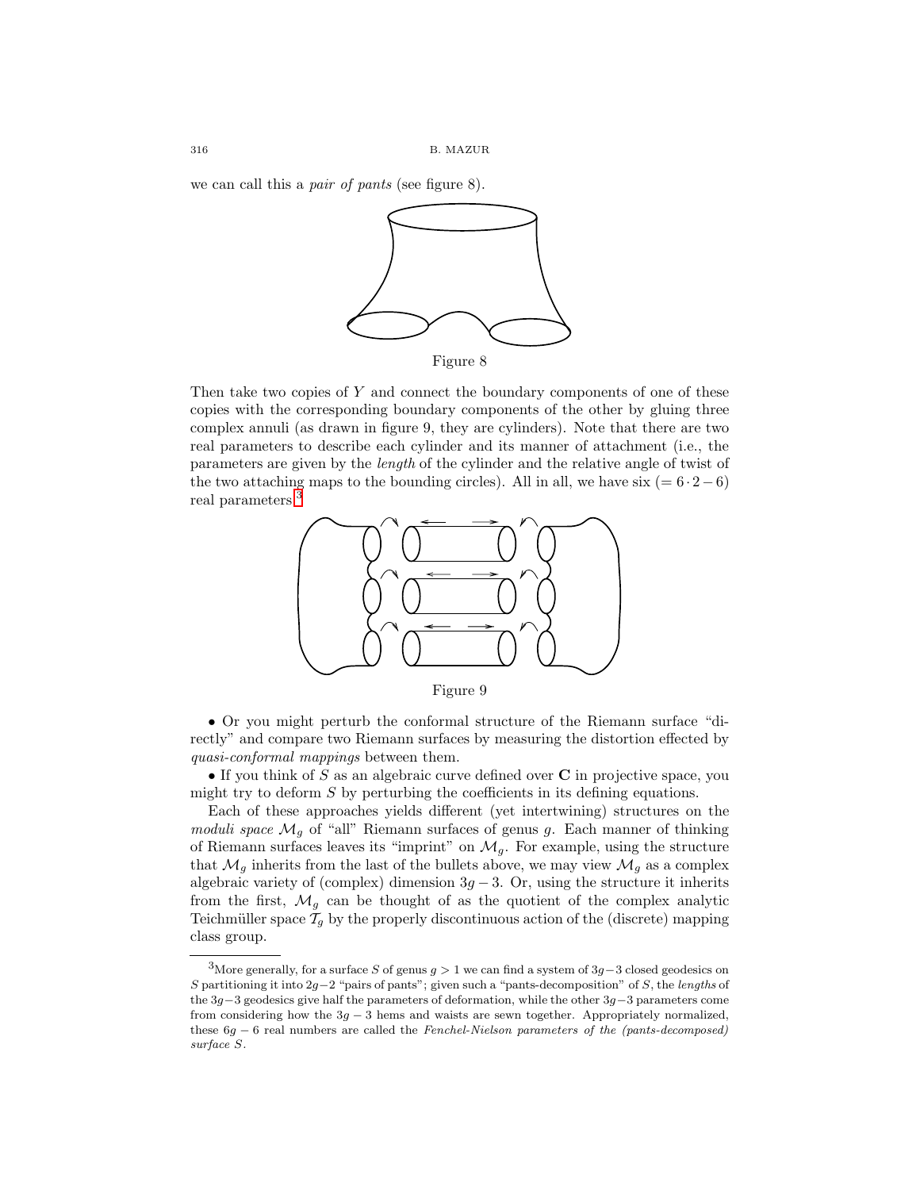we can call this a *pair of pants* (see figure 8).

Figure 8

Then take two copies of $Y$ and connect the boundary components of one of these copies with the corresponding boundary components of the other by gluing three complex annuli (as drawn in figure 9, they are cylinders). Note that there are two real parameters to describe each cylinder and its manner of attachment (i.e., the parameters are given by the *length* of the cylinder and the relative angle of twist of the two attaching maps to the bounding circles). All in all, we have six ($= 6 \cdot 2 - 6$) real parameters.[3]

Figure 9

• Or you might perturb the conformal structure of the Riemann surface "directly" and compare two Riemann surfaces by measuring the distortion effected by *quasi-conformal mappings* between them.

• If you think of $S$ as an algebraic curve defined over $\mathbf{C}$ in projective space, you might try to deform $S$ by perturbing the coefficients in its defining equations.

Each of these approaches yields different (yet intertwining) structures on the *moduli space* $\mathcal{M}_g$ of "all" Riemann surfaces of genus $g$. Each manner of thinking of Riemann surfaces leaves its "imprint" on $\mathcal{M}_g$. For example, using the structure that $\mathcal{M}_g$ inherits from the last of the bullets above, we may view $\mathcal{M}_g$ as a complex algebraic variety of (complex) dimension $3g - 3$. Or, using the structure it inherits from the first, $\mathcal{M}_g$ can be thought of as the quotient of the complex analytic Teichmüller space $\mathcal{T}_g$ by the properly discontinuous action of the (discrete) mapping class group.

---

[3] More generally, for a surface $S$ of genus $g > 1$ we can find a system of $3g-3$ closed geodesics on $S$ partitioning it into $2g-2$ "pairs of pants"; given such a "pants-decomposition" of $S$, the *lengths* of the $3g-3$ geodesics give half the parameters of deformation, while the other $3g-3$ parameters come from considering how the $3g-3$ hems and waists are sewn together. Appropriately normalized, these $6g-6$ real numbers are called the *Fenchel-Nielson parameters of the (pants-decomposed) surface* $S$.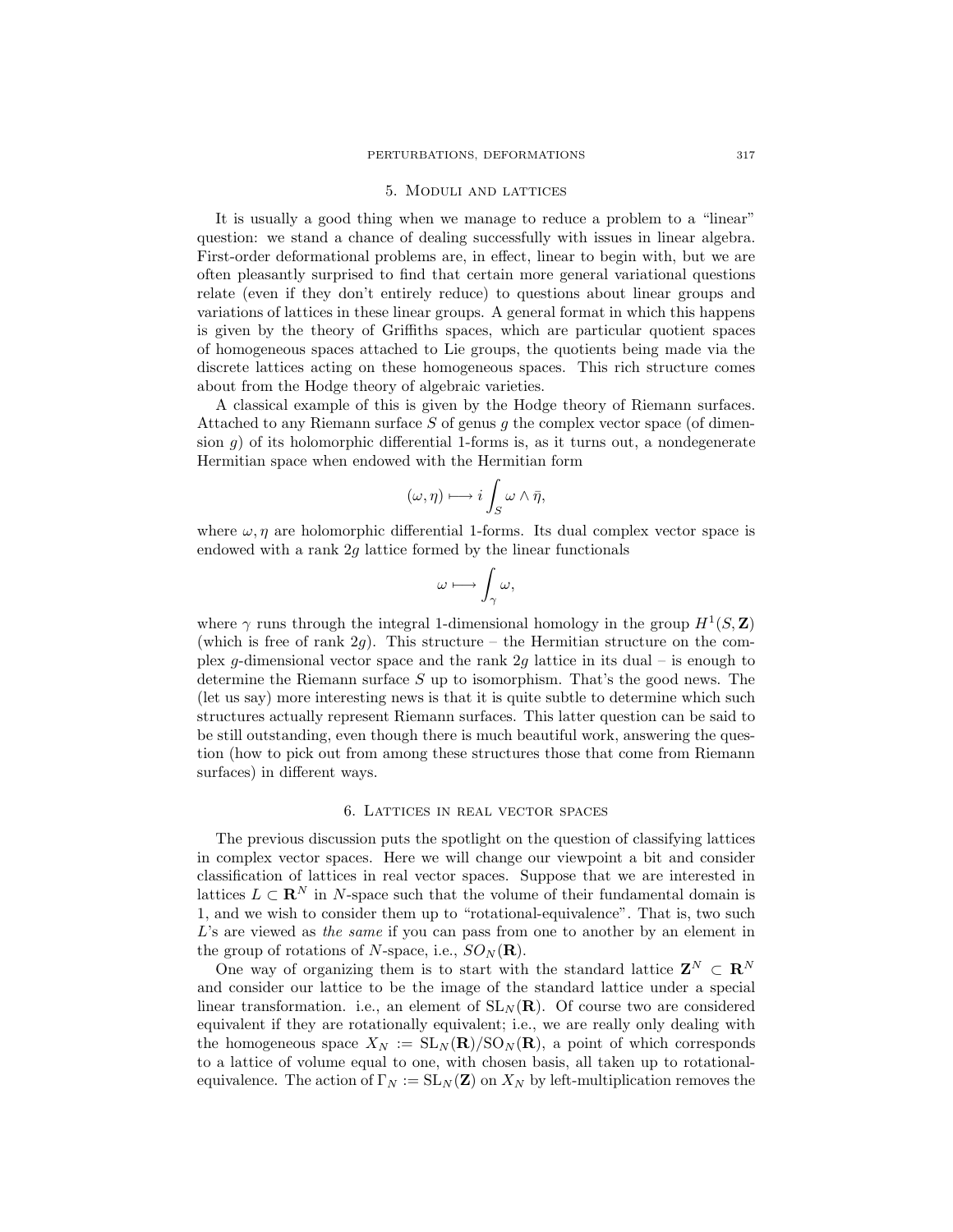## 5. Moduli and lattices

It is usually a good thing when we manage to reduce a problem to a "linear" question: we stand a chance of dealing successfully with issues in linear algebra. First-order deformational problems are, in effect, linear to begin with, but we are often pleasantly surprised to find that certain more general variational questions relate (even if they don't entirely reduce) to questions about linear groups and variations of lattices in these linear groups. A general format in which this happens is given by the theory of Griffiths spaces, which are particular quotient spaces of homogeneous spaces attached to Lie groups, the quotients being made via the discrete lattices acting on these homogeneous spaces. This rich structure comes about from the Hodge theory of algebraic varieties.

A classical example of this is given by the Hodge theory of Riemann surfaces. Attached to any Riemann surface $S$ of genus $g$ the complex vector space (of dimension $g$) of its holomorphic differential 1-forms is, as it turns out, a nondegenerate Hermitian space when endowed with the Hermitian form

$$(\omega, \eta) \longmapsto i \int_S \omega \wedge \bar{\eta},$$

where $\omega, \eta$ are holomorphic differential 1-forms. Its dual complex vector space is endowed with a rank $2g$ lattice formed by the linear functionals

$$\omega \longmapsto \int_\gamma \omega,$$

where $\gamma$ runs through the integral 1-dimensional homology in the group $H^1(S, \mathbf{Z})$ (which is free of rank $2g$). This structure – the Hermitian structure on the complex $g$-dimensional vector space and the rank $2g$ lattice in its dual – is enough to determine the Riemann surface $S$ up to isomorphism. That's the good news. The (let us say) more interesting news is that it is quite subtle to determine which such structures actually represent Riemann surfaces. This latter question can be said to be still outstanding, even though there is much beautiful work, answering the question (how to pick out from among these structures those that come from Riemann surfaces) in different ways.

## 6. Lattices in real vector spaces

The previous discussion puts the spotlight on the question of classifying lattices in complex vector spaces. Here we will change our viewpoint a bit and consider classification of lattices in real vector spaces. Suppose that we are interested in lattices $L \subset \mathbf{R}^N$ in $N$-space such that the volume of their fundamental domain is 1, and we wish to consider them up to "rotational-equivalence". That is, two such $L$'s are viewed as *the same* if you can pass from one to another by an element in the group of rotations of $N$-space, i.e., $SO_N(\mathbf{R})$.

One way of organizing them is to start with the standard lattice $\mathbf{Z}^N \subset \mathbf{R}^N$ and consider our lattice to be the image of the standard lattice under a special linear transformation. i.e., an element of $\mathrm{SL}_N(\mathbf{R})$. Of course two are considered equivalent if they are rotationally equivalent; i.e., we are really only dealing with the homogeneous space $X_N := \mathrm{SL}_N(\mathbf{R})/\mathrm{SO}_N(\mathbf{R})$, a point of which corresponds to a lattice of volume equal to one, with chosen basis, all taken up to rotational-equivalence. The action of $\Gamma_N := \mathrm{SL}_N(\mathbf{Z})$ on $X_N$ by left-multiplication removes the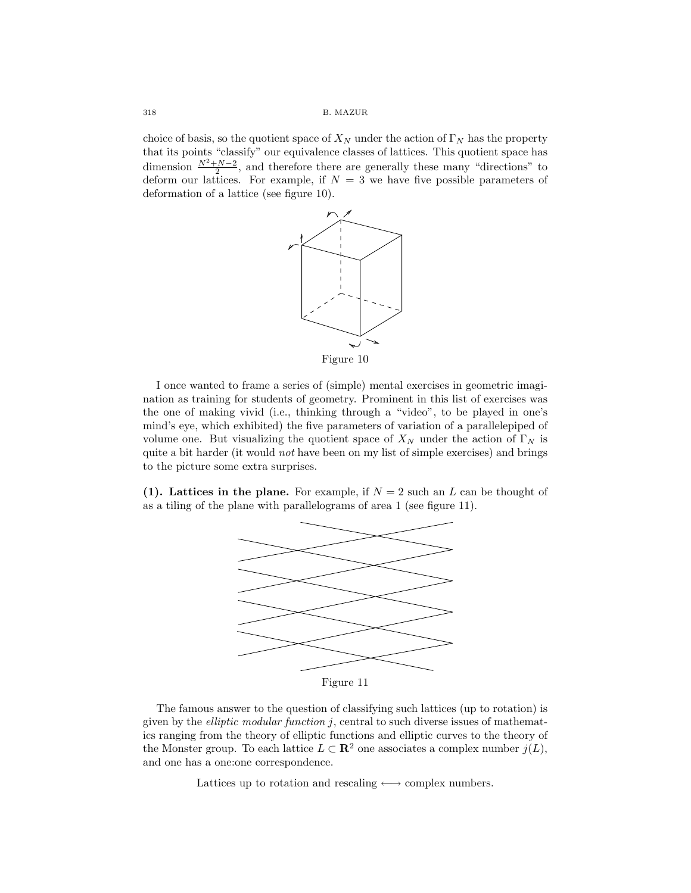choice of basis, so the quotient space of $X_N$ under the action of $\Gamma_N$ has the property that its points "classify" our equivalence classes of lattices. This quotient space has dimension $\frac{N^2+N-2}{2}$, and therefore there are generally these many "directions" to deform our lattices. For example, if $N = 3$ we have five possible parameters of deformation of a lattice (see figure 10).

Figure 10

I once wanted to frame a series of (simple) mental exercises in geometric imagination as training for students of geometry. Prominent in this list of exercises was the one of making vivid (i.e., thinking through a "video", to be played in one's mind's eye, which exhibited) the five parameters of variation of a parallelepiped of volume one. But visualizing the quotient space of $X_N$ under the action of $\Gamma_N$ is quite a bit harder (it would *not* have been on my list of simple exercises) and brings to the picture some extra surprises.

**(1). Lattices in the plane.** For example, if $N = 2$ such an $L$ can be thought of as a tiling of the plane with parallelograms of area 1 (see figure 11).

Figure 11

The famous answer to the question of classifying such lattices (up to rotation) is given by the *elliptic modular function* $j$, central to such diverse issues of mathematics ranging from the theory of elliptic functions and elliptic curves to the theory of the Monster group. To each lattice $L \subset \mathbf{R}^2$ one associates a complex number $j(L)$, and one has a one:one correspondence.

$$\text{Lattices up to rotation and rescaling} \longleftrightarrow \text{complex numbers.}$$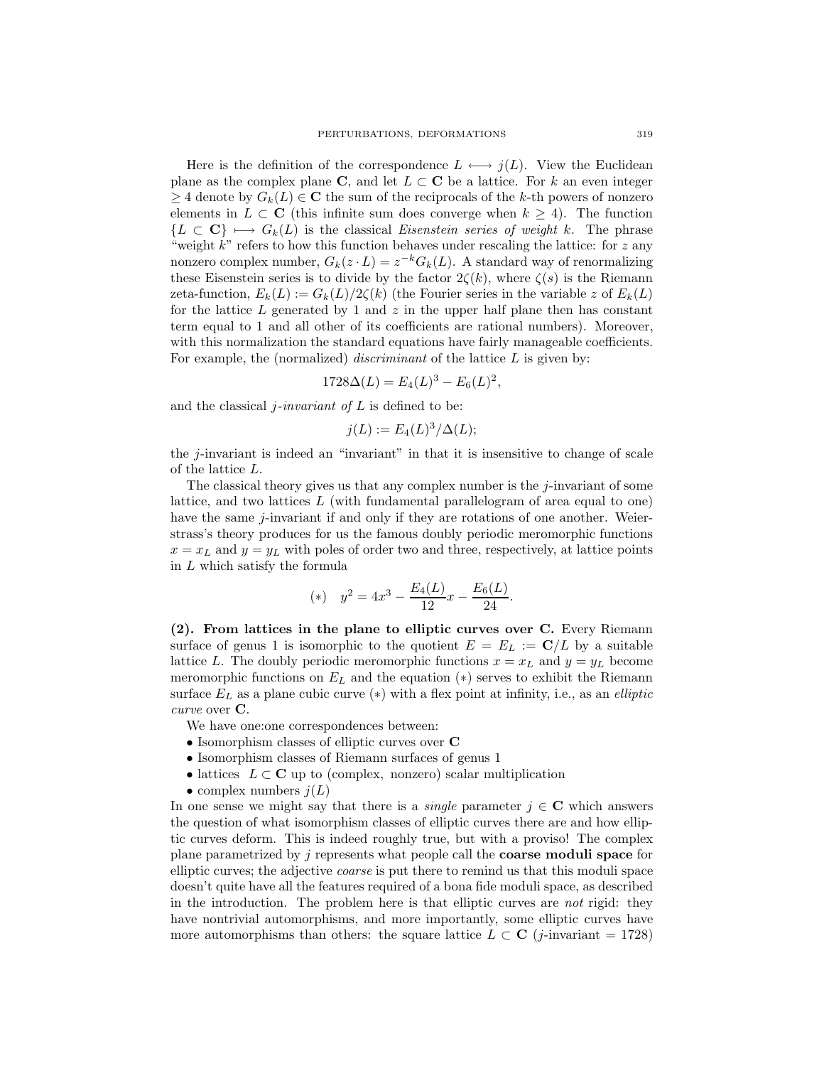Here is the definition of the correspondence $L \longleftrightarrow j(L)$. View the Euclidean plane as the complex plane $\mathbf{C}$, and let $L \subset \mathbf{C}$ be a lattice. For $k$ an even integer $\geq 4$ denote by $G_k(L) \in \mathbf{C}$ the sum of the reciprocals of the $k$-th powers of nonzero elements in $L \subset \mathbf{C}$ (this infinite sum does converge when $k \geq 4$). The function $\{L \subset \mathbf{C}\} \longmapsto G_k(L)$ is the classical *Eisenstein series of weight* $k$. The phrase "weight $k$" refers to how this function behaves under rescaling the lattice: for $z$ any nonzero complex number, $G_k(z \cdot L) = z^{-k} G_k(L)$. A standard way of renormalizing these Eisenstein series is to divide by the factor $2\zeta(k)$, where $\zeta(s)$ is the Riemann zeta-function, $E_k(L) := G_k(L)/2\zeta(k)$ (the Fourier series in the variable $z$ of $E_k(L)$ for the lattice $L$ generated by 1 and $z$ in the upper half plane then has constant term equal to 1 and all other of its coefficients are rational numbers). Moreover, with this normalization the standard equations have fairly manageable coefficients. For example, the (normalized) *discriminant* of the lattice $L$ is given by:

$$1728\Delta(L) = E_4(L)^3 - E_6(L)^2,$$

and the classical *$j$-invariant of $L$* is defined to be:

$$j(L) := E_4(L)^3/\Delta(L);$$

the $j$-invariant is indeed an "invariant" in that it is insensitive to change of scale of the lattice $L$.

The classical theory gives us that any complex number is the $j$-invariant of some lattice, and two lattices $L$ (with fundamental parallelogram of area equal to one) have the same $j$-invariant if and only if they are rotations of one another. Weierstrass's theory produces for us the famous doubly periodic meromorphic functions $x = x_L$ and $y = y_L$ with poles of order two and three, respectively, at lattice points in $L$ which satisfy the formula

$$(*) \quad y^2 = 4x^3 - \frac{E_4(L)}{12}x - \frac{E_6(L)}{24}.$$

**(2). From lattices in the plane to elliptic curves over C.** Every Riemann surface of genus 1 is isomorphic to the quotient $E = E_L := \mathbf{C}/L$ by a suitable lattice $L$. The doubly periodic meromorphic functions $x = x_L$ and $y = y_L$ become meromorphic functions on $E_L$ and the equation $(*)$ serves to exhibit the Riemann surface $E_L$ as a plane cubic curve $(*)$ with a flex point at infinity, i.e., as an *elliptic curve* over $\mathbf{C}$.

We have one:one correspondences between:

- Isomorphism classes of elliptic curves over $\mathbf{C}$
- Isomorphism classes of Riemann surfaces of genus 1
- lattices $L \subset \mathbf{C}$ up to (complex, nonzero) scalar multiplication
- complex numbers $j(L)$

In one sense we might say that there is a *single* parameter $j \in \mathbf{C}$ which answers the question of what isomorphism classes of elliptic curves there are and how elliptic curves deform. This is indeed roughly true, but with a proviso! The complex plane parametrized by $j$ represents what people call the **coarse moduli space** for elliptic curves; the adjective *coarse* is put there to remind us that this moduli space doesn't quite have all the features required of a bona fide moduli space, as described in the introduction. The problem here is that elliptic curves are *not* rigid: they have nontrivial automorphisms, and more importantly, some elliptic curves have more automorphisms than others: the square lattice $L \subset \mathbf{C}$ ($j$-invariant = 1728)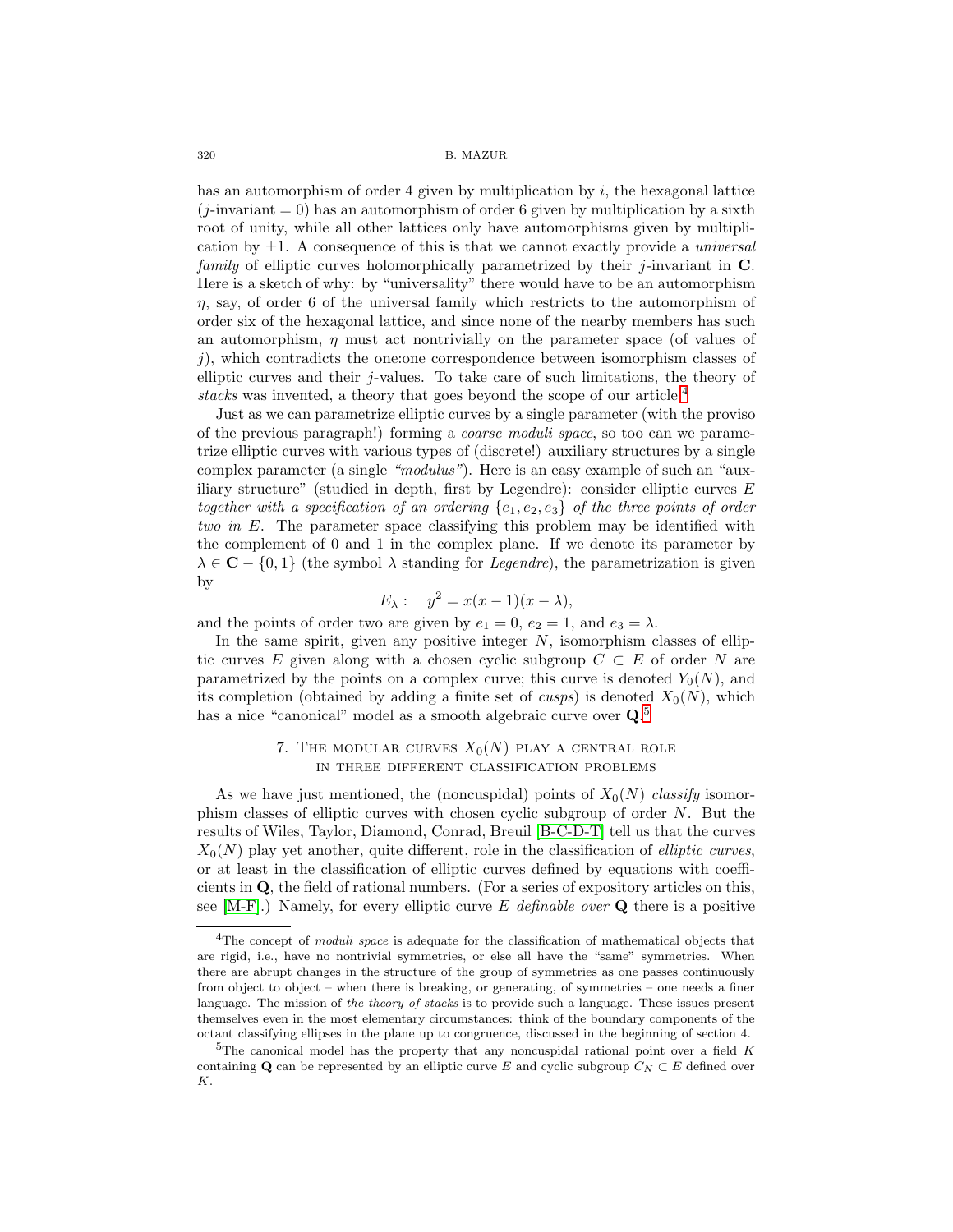has an automorphism of order 4 given by multiplication by $i$, the hexagonal lattice ($j$-invariant $= 0$) has an automorphism of order 6 given by multiplication by a sixth root of unity, while all other lattices only have automorphisms given by multiplication by $\pm 1$. A consequence of this is that we cannot exactly provide a *universal family* of elliptic curves holomorphically parametrized by their $j$-invariant in $\mathbf{C}$. Here is a sketch of why: by "universality" there would have to be an automorphism $\eta$, say, of order 6 of the universal family which restricts to the automorphism of order six of the hexagonal lattice, and since none of the nearby members has such an automorphism, $\eta$ must act nontrivially on the parameter space (of values of $j$), which contradicts the one:one correspondence between isomorphism classes of elliptic curves and their $j$-values. To take care of such limitations, the theory of *stacks* was invented, a theory that goes beyond the scope of our article.[4]

Just as we can parametrize elliptic curves by a single parameter (with the proviso of the previous paragraph!) forming a *coarse moduli space*, so too can we parametrize elliptic curves with various types of (discrete!) auxiliary structures by a single complex parameter (a single *"modulus"*). Here is an easy example of such an "auxiliary structure" (studied in depth, first by Legendre): consider elliptic curves $E$ *together with a specification of an ordering* $\{e_1, e_2, e_3\}$ *of the three points of order two in* $E$. The parameter space classifying this problem may be identified with the complement of 0 and 1 in the complex plane. If we denote its parameter by $\lambda \in \mathbf{C} - \{0, 1\}$ (the symbol $\lambda$ standing for *Legendre*), the parametrization is given by

$$E_\lambda : \quad y^2 = x(x-1)(x-\lambda),$$

and the points of order two are given by $e_1 = 0$, $e_2 = 1$, and $e_3 = \lambda$.

In the same spirit, given any positive integer $N$, isomorphism classes of elliptic curves $E$ given along with a chosen cyclic subgroup $C \subset E$ of order $N$ are parametrized by the points on a complex curve; this curve is denoted $Y_0(N)$, and its completion (obtained by adding a finite set of *cusps*) is denoted $X_0(N)$, which has a nice "canonical" model as a smooth algebraic curve over $\mathbf{Q}$.[5]

## 7. The modular curves $X_0(N)$ play a central role in three different classification problems

As we have just mentioned, the (noncuspidal) points of $X_0(N)$ *classify* isomorphism classes of elliptic curves with chosen cyclic subgroup of order $N$. But the results of Wiles, Taylor, Diamond, Conrad, Breuil [B-C-D-T] tell us that the curves $X_0(N)$ play yet another, quite different, role in the classification of *elliptic curves*, or at least in the classification of elliptic curves defined by equations with coefficients in $\mathbf{Q}$, the field of rational numbers. (For a series of expository articles on this, see [M-F].) Namely, for every elliptic curve $E$ *definable over* $\mathbf{Q}$ there is a positive

---

[4] The concept of *moduli space* is adequate for the classification of mathematical objects that are rigid, i.e., have no nontrivial symmetries, or else all have the "same" symmetries. When there are abrupt changes in the structure of the group of symmetries as one passes continuously from object to object – when there is breaking, or generating, of symmetries – one needs a finer language. The mission of *the theory of stacks* is to provide such a language. These issues present themselves even in the most elementary circumstances: think of the boundary components of the octant classifying ellipses in the plane up to congruence, discussed in the beginning of section 4.

[5] The canonical model has the property that any noncuspidal rational point over a field $K$ containing $\mathbf{Q}$ can be represented by an elliptic curve $E$ and cyclic subgroup $C_N \subset E$ defined over $K$.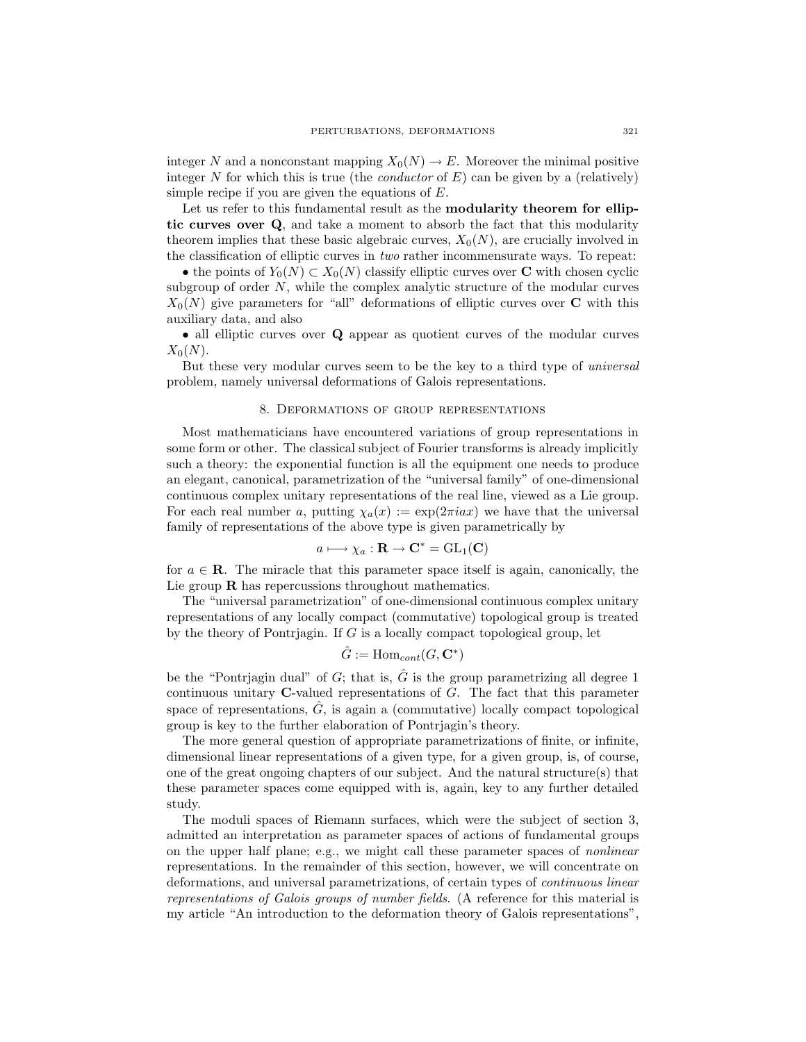integer $N$ and a nonconstant mapping $X_0(N) \to E$. Moreover the minimal positive integer $N$ for which this is true (the *conductor* of $E$) can be given by a (relatively) simple recipe if you are given the equations of $E$.

Let us refer to this fundamental result as the **modularity theorem for elliptic curves over Q**, and take a moment to absorb the fact that this modularity theorem implies that these basic algebraic curves, $X_0(N)$, are crucially involved in the classification of elliptic curves in *two* rather incommensurate ways. To repeat:

• the points of $Y_0(N) \subset X_0(N)$ classify elliptic curves over $\mathbf{C}$ with chosen cyclic subgroup of order $N$, while the complex analytic structure of the modular curves $X_0(N)$ give parameters for "all" deformations of elliptic curves over $\mathbf{C}$ with this auxiliary data, and also

• all elliptic curves over $\mathbf{Q}$ appear as quotient curves of the modular curves $X_0(N)$.

But these very modular curves seem to be the key to a third type of *universal* problem, namely universal deformations of Galois representations.

## 8. Deformations of group representations

Most mathematicians have encountered variations of group representations in some form or other. The classical subject of Fourier transforms is already implicitly such a theory: the exponential function is all the equipment one needs to produce an elegant, canonical, parametrization of the "universal family" of one-dimensional continuous complex unitary representations of the real line, viewed as a Lie group. For each real number $a$, putting $\chi_a(x) := \exp(2\pi i a x)$ we have that the universal family of representations of the above type is given parametrically by

$$a \longmapsto \chi_a : \mathbf{R} \to \mathbf{C}^* = \mathrm{GL}_1(\mathbf{C})$$

for $a \in \mathbf{R}$. The miracle that this parameter space itself is again, canonically, the Lie group $\mathbf{R}$ has repercussions throughout mathematics.

The "universal parametrization" of one-dimensional continuous complex unitary representations of any locally compact (commutative) topological group is treated by the theory of Pontrjagin. If $G$ is a locally compact topological group, let

$$\hat{G} := \mathrm{Hom}_{cont}(G, \mathbf{C}^*)$$

be the "Pontrjagin dual" of $G$; that is, $\hat{G}$ is the group parametrizing all degree 1 continuous unitary $\mathbf{C}$-valued representations of $G$. The fact that this parameter space of representations, $\hat{G}$, is again a (commutative) locally compact topological group is key to the further elaboration of Pontrjagin's theory.

The more general question of appropriate parametrizations of finite, or infinite, dimensional linear representations of a given type, for a given group, is, of course, one of the great ongoing chapters of our subject. And the natural structure(s) that these parameter spaces come equipped with is, again, key to any further detailed study.

The moduli spaces of Riemann surfaces, which were the subject of section 3, admitted an interpretation as parameter spaces of actions of fundamental groups on the upper half plane; e.g., we might call these parameter spaces of *nonlinear* representations. In the remainder of this section, however, we will concentrate on deformations, and universal parametrizations, of certain types of *continuous linear representations of Galois groups of number fields*. (A reference for this material is my article "An introduction to the deformation theory of Galois representations",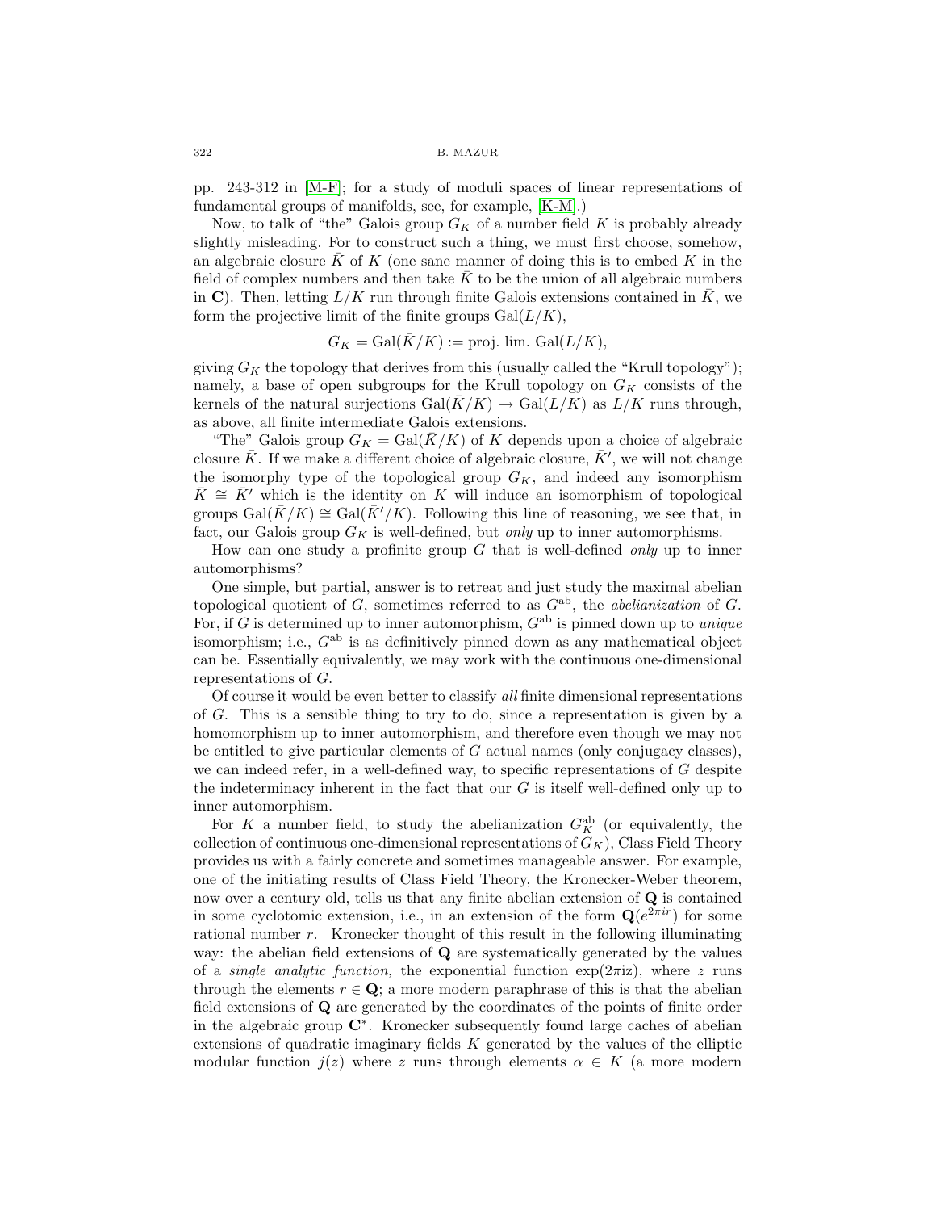pp. 243-312 in [M-F]; for a study of moduli spaces of linear representations of fundamental groups of manifolds, see, for example, [K-M].)

Now, to talk of "the" Galois group $G_K$ of a number field $K$ is probably already slightly misleading. For to construct such a thing, we must first choose, somehow, an algebraic closure $\bar{K}$ of $K$ (one sane manner of doing this is to embed $K$ in the field of complex numbers and then take $\bar{K}$ to be the union of all algebraic numbers in $\mathbf{C}$). Then, letting $L/K$ run through finite Galois extensions contained in $\bar{K}$, we form the projective limit of the finite groups $\mathrm{Gal}(L/K)$,

$$G_K = \mathrm{Gal}(\bar{K}/K) := \text{proj. lim. } \mathrm{Gal}(L/K),$$

giving $G_K$ the topology that derives from this (usually called the "Krull topology"); namely, a base of open subgroups for the Krull topology on $G_K$ consists of the kernels of the natural surjections $\mathrm{Gal}(\bar{K}/K) \to \mathrm{Gal}(L/K)$ as $L/K$ runs through, as above, all finite intermediate Galois extensions.

"The" Galois group $G_K = \mathrm{Gal}(\bar{K}/K)$ of $K$ depends upon a choice of algebraic closure $\bar{K}$. If we make a different choice of algebraic closure, $\bar{K}'$, we will not change the isomorphy type of the topological group $G_K$, and indeed any isomorphism $\bar{K} \cong \bar{K}'$ which is the identity on $K$ will induce an isomorphism of topological groups $\mathrm{Gal}(\bar{K}/K) \cong \mathrm{Gal}(\bar{K}'/K)$. Following this line of reasoning, we see that, in fact, our Galois group $G_K$ is well-defined, but *only* up to inner automorphisms.

How can one study a profinite group $G$ that is well-defined *only* up to inner automorphisms?

One simple, but partial, answer is to retreat and just study the maximal abelian topological quotient of $G$, sometimes referred to as $G^{\mathrm{ab}}$, the *abelianization* of $G$. For, if $G$ is determined up to inner automorphism, $G^{\mathrm{ab}}$ is pinned down up to *unique* isomorphism; i.e., $G^{\mathrm{ab}}$ is as definitively pinned down as any mathematical object can be. Essentially equivalently, we may work with the continuous one-dimensional representations of $G$.

Of course it would be even better to classify *all* finite dimensional representations of $G$. This is a sensible thing to try to do, since a representation is given by a homomorphism up to inner automorphism, and therefore even though we may not be entitled to give particular elements of $G$ actual names (only conjugacy classes), we can indeed refer, in a well-defined way, to specific representations of $G$ despite the indeterminacy inherent in the fact that our $G$ is itself well-defined only up to inner automorphism.

For $K$ a number field, to study the abelianization $G_K^{\mathrm{ab}}$ (or equivalently, the collection of continuous one-dimensional representations of $G_K$), Class Field Theory provides us with a fairly concrete and sometimes manageable answer. For example, one of the initiating results of Class Field Theory, the Kronecker-Weber theorem, now over a century old, tells us that any finite abelian extension of $\mathbf{Q}$ is contained in some cyclotomic extension, i.e., in an extension of the form $\mathbf{Q}(e^{2\pi i r})$ for some rational number $r$. Kronecker thought of this result in the following illuminating way: the abelian field extensions of $\mathbf{Q}$ are systematically generated by the values of a *single analytic function,* the exponential function $\exp(2\pi \mathrm{i} z)$, where $z$ runs through the elements $r \in \mathbf{Q}$; a more modern paraphrase of this is that the abelian field extensions of $\mathbf{Q}$ are generated by the coordinates of the points of finite order in the algebraic group $\mathbf{C}^*$. Kronecker subsequently found large caches of abelian extensions of quadratic imaginary fields $K$ generated by the values of the elliptic modular function $j(z)$ where $z$ runs through elements $\alpha \in K$ (a more modern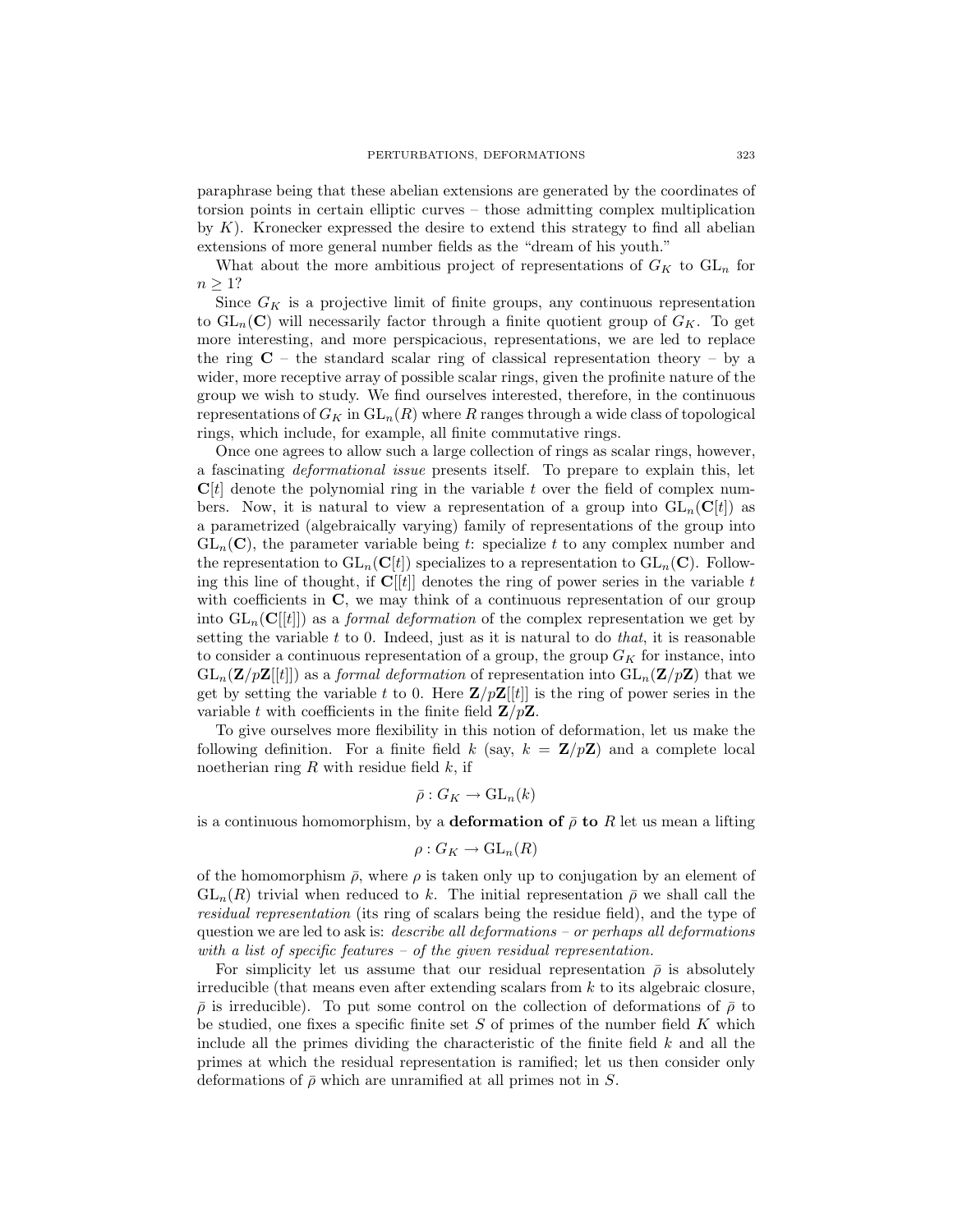paraphrase being that these abelian extensions are generated by the coordinates of torsion points in certain elliptic curves – those admitting complex multiplication by $K$). Kronecker expressed the desire to extend this strategy to find all abelian extensions of more general number fields as the "dream of his youth."

What about the more ambitious project of representations of $G_K$ to $\mathrm{GL}_n$ for $n \geq 1$?

Since $G_K$ is a projective limit of finite groups, any continuous representation to $\mathrm{GL}_n(\mathbf{C})$ will necessarily factor through a finite quotient group of $G_K$. To get more interesting, and more perspicacious, representations, we are led to replace the ring $\mathbf{C}$ – the standard scalar ring of classical representation theory – by a wider, more receptive array of possible scalar rings, given the profinite nature of the group we wish to study. We find ourselves interested, therefore, in the continuous representations of $G_K$ in $\mathrm{GL}_n(R)$ where $R$ ranges through a wide class of topological rings, which include, for example, all finite commutative rings.

Once one agrees to allow such a large collection of rings as scalar rings, however, a fascinating *deformational issue* presents itself. To prepare to explain this, let $\mathbf{C}[t]$ denote the polynomial ring in the variable $t$ over the field of complex numbers. Now, it is natural to view a representation of a group into $\mathrm{GL}_n(\mathbf{C}[t])$ as a parametrized (algebraically varying) family of representations of the group into $\mathrm{GL}_n(\mathbf{C})$, the parameter variable being $t$: specialize $t$ to any complex number and the representation to $\mathrm{GL}_n(\mathbf{C}[t])$ specializes to a representation to $\mathrm{GL}_n(\mathbf{C})$. Following this line of thought, if $\mathbf{C}[[t]]$ denotes the ring of power series in the variable $t$ with coefficients in $\mathbf{C}$, we may think of a continuous representation of our group into $\mathrm{GL}_n(\mathbf{C}[[t]])$ as a *formal deformation* of the complex representation we get by setting the variable $t$ to 0. Indeed, just as it is natural to do *that*, it is reasonable to consider a continuous representation of a group, the group $G_K$ for instance, into $\mathrm{GL}_n(\mathbf{Z}/p\mathbf{Z}[[t]])$ as a *formal deformation* of representation into $\mathrm{GL}_n(\mathbf{Z}/p\mathbf{Z})$ that we get by setting the variable $t$ to 0. Here $\mathbf{Z}/p\mathbf{Z}[[t]]$ is the ring of power series in the variable $t$ with coefficients in the finite field $\mathbf{Z}/p\mathbf{Z}$.

To give ourselves more flexibility in this notion of deformation, let us make the following definition. For a finite field $k$ (say, $k = \mathbf{Z}/p\mathbf{Z}$) and a complete local noetherian ring $R$ with residue field $k$, if

$$\bar{\rho} : G_K \to \mathrm{GL}_n(k)$$

is a continuous homomorphism, by a **deformation of $\bar{\rho}$ to** $R$ let us mean a lifting

$$\rho : G_K \to \mathrm{GL}_n(R)$$

of the homomorphism $\bar{\rho}$, where $\rho$ is taken only up to conjugation by an element of $\mathrm{GL}_n(R)$ trivial when reduced to $k$. The initial representation $\bar{\rho}$ we shall call the *residual representation* (its ring of scalars being the residue field), and the type of question we are led to ask is: *describe all deformations – or perhaps all deformations with a list of specific features – of the given residual representation.*

For simplicity let us assume that our residual representation $\bar{\rho}$ is absolutely irreducible (that means even after extending scalars from $k$ to its algebraic closure, $\bar{\rho}$ is irreducible). To put some control on the collection of deformations of $\bar{\rho}$ to be studied, one fixes a specific finite set $S$ of primes of the number field $K$ which include all the primes dividing the characteristic of the finite field $k$ and all the primes at which the residual representation is ramified; let us then consider only deformations of $\bar{\rho}$ which are unramified at all primes not in $S$.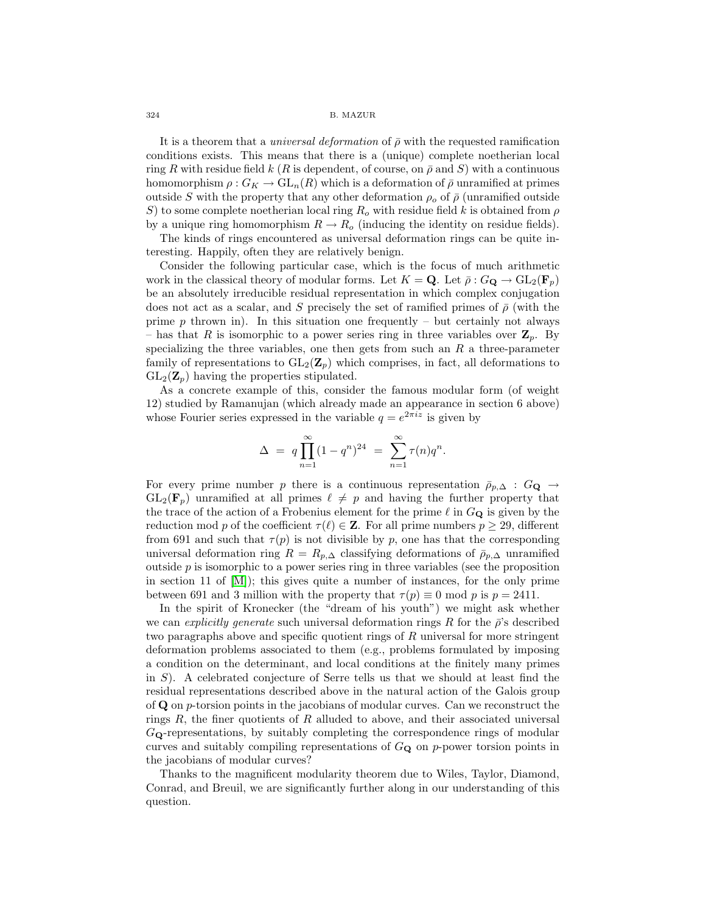It is a theorem that a *universal deformation* of $\bar{\rho}$ with the requested ramification conditions exists. This means that there is a (unique) complete noetherian local ring $R$ with residue field $k$ ($R$ is dependent, of course, on $\bar{\rho}$ and $S$) with a continuous homomorphism $\rho : G_K \to \mathrm{GL}_n(R)$ which is a deformation of $\bar{\rho}$ unramified at primes outside $S$ with the property that any other deformation $\rho_o$ of $\bar{\rho}$ (unramified outside $S$) to some complete noetherian local ring $R_o$ with residue field $k$ is obtained from $\rho$ by a unique ring homomorphism $R \to R_o$ (inducing the identity on residue fields).

The kinds of rings encountered as universal deformation rings can be quite interesting. Happily, often they are relatively benign.

Consider the following particular case, which is the focus of much arithmetic work in the classical theory of modular forms. Let $K = \mathbf{Q}$. Let $\bar{\rho} : G_{\mathbf{Q}} \to \mathrm{GL}_2(\mathbf{F}_p)$ be an absolutely irreducible residual representation in which complex conjugation does not act as a scalar, and $S$ precisely the set of ramified primes of $\bar{\rho}$ (with the prime $p$ thrown in). In this situation one frequently – but certainly not always – has that $R$ is isomorphic to a power series ring in three variables over $\mathbf{Z}_p$. By specializing the three variables, one then gets from such an $R$ a three-parameter family of representations to $\mathrm{GL}_2(\mathbf{Z}_p)$ which comprises, in fact, all deformations to $\mathrm{GL}_2(\mathbf{Z}_p)$ having the properties stipulated.

As a concrete example of this, consider the famous modular form (of weight 12) studied by Ramanujan (which already made an appearance in section 6 above) whose Fourier series expressed in the variable $q = e^{2\pi i z}$ is given by

$$\Delta \;=\; q\prod_{n=1}^{\infty}(1-q^n)^{24} \;=\; \sum_{n=1}^{\infty}\tau(n)q^n.$$

For every prime number $p$ there is a continuous representation $\bar{\rho}_{p,\Delta} : G_{\mathbf{Q}} \to \mathrm{GL}_2(\mathbf{F}_p)$ unramified at all primes $\ell \neq p$ and having the further property that the trace of the action of a Frobenius element for the prime $\ell$ in $G_{\mathbf{Q}}$ is given by the reduction mod $p$ of the coefficient $\tau(\ell) \in \mathbf{Z}$. For all prime numbers $p \geq 29$, different from 691 and such that $\tau(p)$ is not divisible by $p$, one has that the corresponding universal deformation ring $R = R_{p,\Delta}$ classifying deformations of $\bar{\rho}_{p,\Delta}$ unramified outside $p$ is isomorphic to a power series ring in three variables (see the proposition in section 11 of [M]); this gives quite a number of instances, for the only prime between 691 and 3 million with the property that $\tau(p) \equiv 0 \bmod p$ is $p = 2411$.

In the spirit of Kronecker (the "dream of his youth") we might ask whether we can *explicitly generate* such universal deformation rings $R$ for the $\bar{\rho}$'s described two paragraphs above and specific quotient rings of $R$ universal for more stringent deformation problems associated to them (e.g., problems formulated by imposing a condition on the determinant, and local conditions at the finitely many primes in $S$). A celebrated conjecture of Serre tells us that we should at least find the residual representations described above in the natural action of the Galois group of $\mathbf{Q}$ on $p$-torsion points in the jacobians of modular curves. Can we reconstruct the rings $R$, the finer quotients of $R$ alluded to above, and their associated universal $G_{\mathbf{Q}}$-representations, by suitably completing the correspondence rings of modular curves and suitably compiling representations of $G_{\mathbf{Q}}$ on $p$-power torsion points in the jacobians of modular curves?

Thanks to the magnificent modularity theorem due to Wiles, Taylor, Diamond, Conrad, and Breuil, we are significantly further along in our understanding of this question.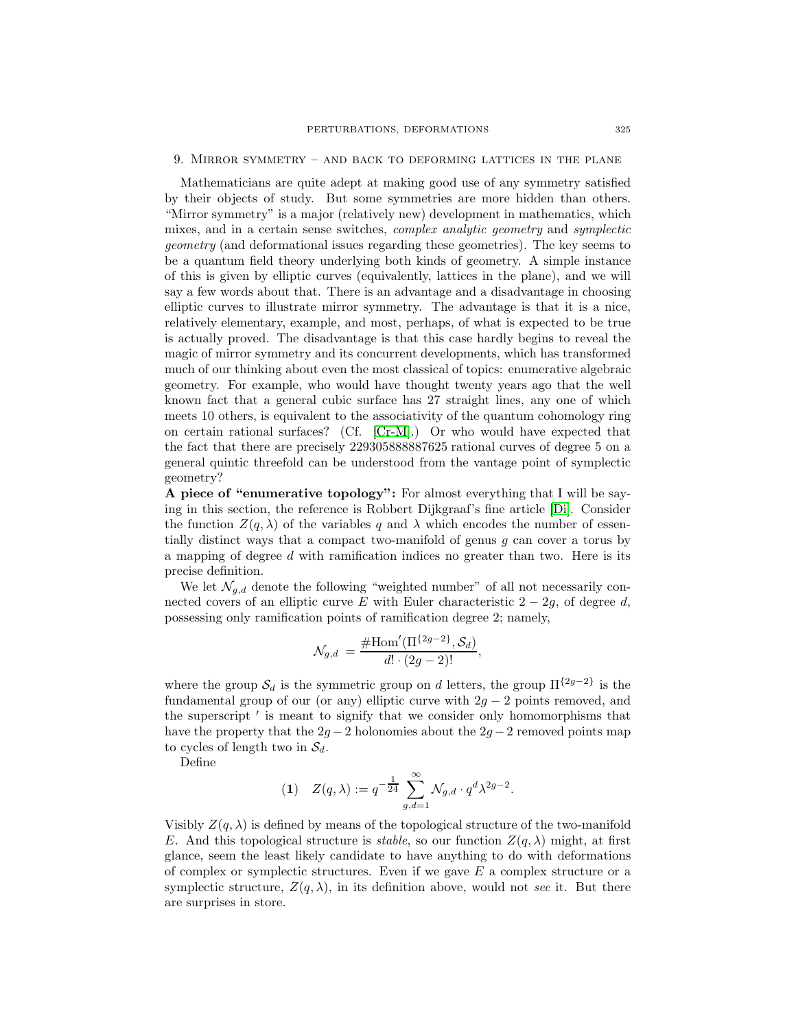## 9. Mirror symmetry – and back to deforming lattices in the plane

Mathematicians are quite adept at making good use of any symmetry satisfied by their objects of study. But some symmetries are more hidden than others. "Mirror symmetry" is a major (relatively new) development in mathematics, which mixes, and in a certain sense switches, *complex analytic geometry* and *symplectic geometry* (and deformational issues regarding these geometries). The key seems to be a quantum field theory underlying both kinds of geometry. A simple instance of this is given by elliptic curves (equivalently, lattices in the plane), and we will say a few words about that. There is an advantage and a disadvantage in choosing elliptic curves to illustrate mirror symmetry. The advantage is that it is a nice, relatively elementary, example, and most, perhaps, of what is expected to be true is actually proved. The disadvantage is that this case hardly begins to reveal the magic of mirror symmetry and its concurrent developments, which has transformed much of our thinking about even the most classical of topics: enumerative algebraic geometry. For example, who would have thought twenty years ago that the well known fact that a general cubic surface has 27 straight lines, any one of which meets 10 others, is equivalent to the associativity of the quantum cohomology ring on certain rational surfaces? (Cf. [Cr-M].) Or who would have expected that the fact that there are precisely 229305888887625 rational curves of degree 5 on a general quintic threefold can be understood from the vantage point of symplectic geometry?

**A piece of "enumerative topology":** For almost everything that I will be saying in this section, the reference is Robbert Dijkgraaf's fine article [Di]. Consider the function $Z(q, \lambda)$ of the variables $q$ and $\lambda$ which encodes the number of essentially distinct ways that a compact two-manifold of genus $g$ can cover a torus by a mapping of degree $d$ with ramification indices no greater than two. Here is its precise definition.

We let $\mathcal{N}_{g,d}$ denote the following "weighted number" of all not necessarily connected covers of an elliptic curve $E$ with Euler characteristic $2-2g$, of degree $d$, possessing only ramification points of ramification degree 2; namely,

$$\mathcal{N}_{g,d} = \frac{\#\mathrm{Hom}'(\Pi^{\{2g-2\}}, \mathcal{S}_d)}{d! \cdot (2g-2)!},$$

where the group $\mathcal{S}_d$ is the symmetric group on $d$ letters, the group $\Pi^{\{2g-2\}}$ is the fundamental group of our (or any) elliptic curve with $2g-2$ points removed, and the superscript $'$ is meant to signify that we consider only homomorphisms that have the property that the $2g-2$ holonomies about the $2g-2$ removed points map to cycles of length two in $\mathcal{S}_d$.

Define

$$(\mathbf{1}) \quad Z(q, \lambda) := q^{-\frac{1}{24}} \sum_{g,d=1}^{\infty} \mathcal{N}_{g,d} \cdot q^d \lambda^{2g-2}.$$

Visibly $Z(q, \lambda)$ is defined by means of the topological structure of the two-manifold $E$. And this topological structure is *stable*, so our function $Z(q, \lambda)$ might, at first glance, seem the least likely candidate to have anything to do with deformations of complex or symplectic structures. Even if we gave $E$ a complex structure or a symplectic structure, $Z(q, \lambda)$, in its definition above, would not *see* it. But there are surprises in store.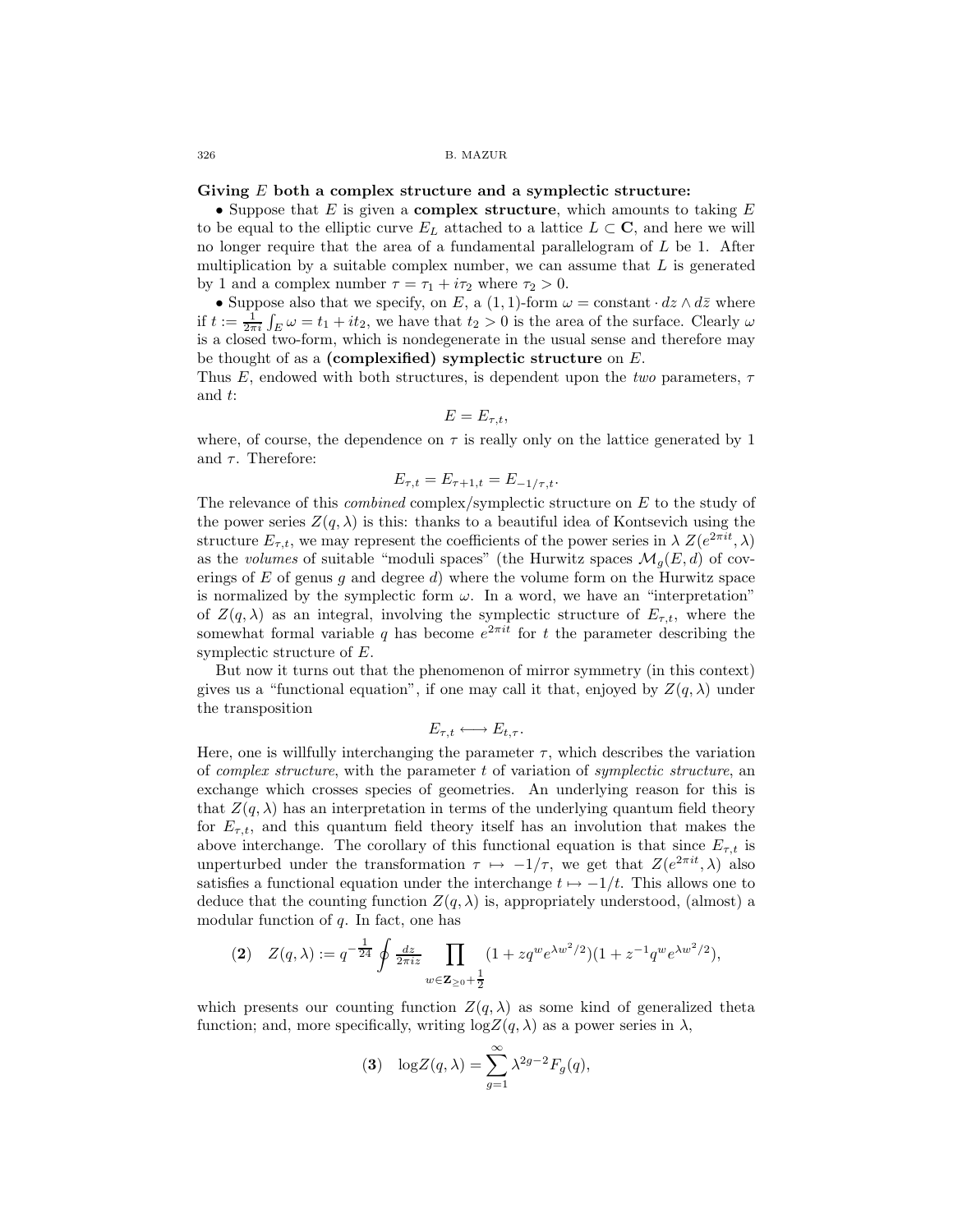**Giving $E$ both a complex structure and a symplectic structure:**

• Suppose that $E$ is given a **complex structure**, which amounts to taking $E$ to be equal to the elliptic curve $E_L$ attached to a lattice $L \subset \mathbf{C}$, and here we will no longer require that the area of a fundamental parallelogram of $L$ be 1. After multiplication by a suitable complex number, we can assume that $L$ is generated by 1 and a complex number $\tau = \tau_1 + i\tau_2$ where $\tau_2 > 0$.

• Suppose also that we specify, on $E$, a $(1,1)$-form $\omega = \text{constant} \cdot dz \wedge d\bar{z}$ where if $t := \frac{1}{2\pi i}\int_E \omega = t_1 + it_2$, we have that $t_2 > 0$ is the area of the surface. Clearly $\omega$ is a closed two-form, which is nondegenerate in the usual sense and therefore may be thought of as a **(complexified) symplectic structure** on $E$.

Thus $E$, endowed with both structures, is dependent upon the *two* parameters, $\tau$ and $t$:

$$E = E_{\tau,t},$$

where, of course, the dependence on $\tau$ is really only on the lattice generated by 1 and $\tau$. Therefore:

$$E_{\tau,t} = E_{\tau+1,t} = E_{-1/\tau,t}.$$

The relevance of this *combined* complex/symplectic structure on $E$ to the study of the power series $Z(q,\lambda)$ is this: thanks to a beautiful idea of Kontsevich using the structure $E_{\tau,t}$, we may represent the coefficients of the power series in $\lambda$ $Z(e^{2\pi it},\lambda)$ as the *volumes* of suitable "moduli spaces" (the Hurwitz spaces $\mathcal{M}_g(E,d)$ of coverings of $E$ of genus $g$ and degree $d$) where the volume form on the Hurwitz space is normalized by the symplectic form $\omega$. In a word, we have an "interpretation" of $Z(q,\lambda)$ as an integral, involving the symplectic structure of $E_{\tau,t}$, where the somewhat formal variable $q$ has become $e^{2\pi it}$ for $t$ the parameter describing the symplectic structure of $E$.

But now it turns out that the phenomenon of mirror symmetry (in this context) gives us a "functional equation", if one may call it that, enjoyed by $Z(q,\lambda)$ under the transposition

$$E_{\tau,t} \longleftrightarrow E_{t,\tau}.$$

Here, one is willfully interchanging the parameter $\tau$, which describes the variation of *complex structure*, with the parameter $t$ of variation of *symplectic structure*, an exchange which crosses species of geometries. An underlying reason for this is that $Z(q,\lambda)$ has an interpretation in terms of the underlying quantum field theory for $E_{\tau,t}$, and this quantum field theory itself has an involution that makes the above interchange. The corollary of this functional equation is that since $E_{\tau,t}$ is unperturbed under the transformation $\tau \mapsto -1/\tau$, we get that $Z(e^{2\pi it},\lambda)$ also satisfies a functional equation under the interchange $t \mapsto -1/t$. This allows one to deduce that the counting function $Z(q,\lambda)$ is, appropriately understood, (almost) a modular function of $q$. In fact, one has

$$(\mathbf{2}) \quad Z(q,\lambda) := q^{-\frac{1}{24}} \oint \frac{dz}{2\pi iz} \prod_{w \in \mathbf{Z}_{\geq 0}+\frac{1}{2}} (1 + zq^w e^{\lambda w^2/2})(1 + z^{-1}q^w e^{\lambda w^2/2}),$$

which presents our counting function $Z(q,\lambda)$ as some kind of generalized theta function; and, more specifically, writing $\log Z(q,\lambda)$ as a power series in $\lambda$,

$$(\mathbf{3}) \quad \log Z(q,\lambda) = \sum_{g=1}^{\infty} \lambda^{2g-2} F_g(q),$$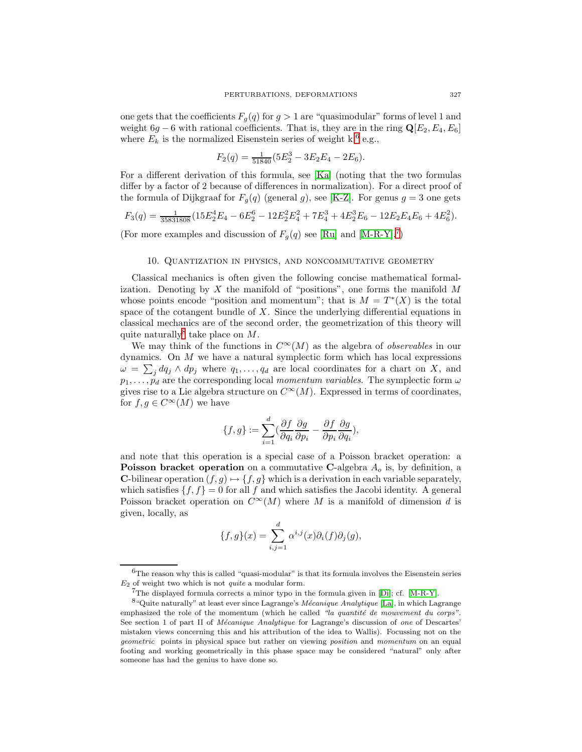one gets that the coefficients $F_g(q)$ for $g > 1$ are "quasimodular" forms of level 1 and weight $6g-6$ with rational coefficients. That is, they are in the ring $\mathbf{Q}[E_2, E_4, E_6]$ where $E_k$ is the normalized Eisenstein series of weight k.[6] e.g.,

$$F_2(q) = \tfrac{1}{51840}(5E_2^3 - 3E_2E_4 - 2E_6).$$

For a different derivation of this formula, see [Ka] (noting that the two formulas differ by a factor of 2 because of differences in normalization). For a direct proof of the formula of Dijkgraaf for $F_g(q)$ (general $g$), see [K-Z]. For genus $g = 3$ one gets

$$F_3(q) = \tfrac{1}{35831808}(15E_2^4E_4 - 6E_2^6 - 12E_2^2E_4^2 + 7E_4^3 + 4E_2^3E_6 - 12E_2E_4E_6 + 4E_6^2).$$

(For more examples and discussion of $F_g(q)$ see [Ru] and [M-R-Y].[7])

## 10. Quantization in physics, and noncommutative geometry

Classical mechanics is often given the following concise mathematical formalization. Denoting by $X$ the manifold of "positions", one forms the manifold $M$ whose points encode "position and momentum"; that is $M = T^*(X)$ is the total space of the cotangent bundle of $X$. Since the underlying differential equations in classical mechanics are of the second order, the geometrization of this theory will quite naturally[8] take place on $M$.

We may think of the functions in $C^\infty(M)$ as the algebra of *observables* in our dynamics. On $M$ we have a natural symplectic form which has local expressions $\omega = \sum_j dq_j \wedge dp_j$ where $q_1, \ldots, q_d$ are local coordinates for a chart on $X$, and $p_1, \ldots, p_d$ are the corresponding local *momentum variables*. The symplectic form $\omega$ gives rise to a Lie algebra structure on $C^\infty(M)$. Expressed in terms of coordinates, for $f, g \in C^\infty(M)$ we have

$$\{f, g\} := \sum_{i=1}^{d} \left(\frac{\partial f}{\partial q_i}\frac{\partial g}{\partial p_i} - \frac{\partial f}{\partial p_i}\frac{\partial g}{\partial q_i}\right),$$

and note that this operation is a special case of a Poisson bracket operation: a **Poisson bracket operation** on a commutative **C**-algebra $A_o$ is, by definition, a **C**-bilinear operation $(f, g) \mapsto \{f, g\}$ which is a derivation in each variable separately, which satisfies $\{f, f\} = 0$ for all $f$ and which satisfies the Jacobi identity. A general Poisson bracket operation on $C^\infty(M)$ where $M$ is a manifold of dimension $d$ is given, locally, as

$$\{f, g\}(x) = \sum_{i,j=1}^{d} \alpha^{i,j}(x)\partial_i(f)\partial_j(g),$$

---

[6] The reason why this is called "quasi-modular" is that its formula involves the Eisenstein series $E_2$ of weight two which is not *quite* a modular form.

[7] The displayed formula corrects a minor typo in the formula given in [Di]; cf. [M-R-Y].

[8] "Quite naturally" at least ever since Lagrange's *Mécanique Analytique* [La], in which Lagrange emphasized the role of the momentum (which he called *"la quantité de mouvement du corps"*. See section 1 of part II of *Mécanique Analytique* for Lagrange's discussion of *one* of Descartes' mistaken views concerning this and his attribution of the idea to Wallis). Focussing not on the *geometric* points in physical space but rather on viewing *position* and *momentum* on an equal footing and working geometrically in this phase space may be considered "natural" only after someone has had the genius to have done so.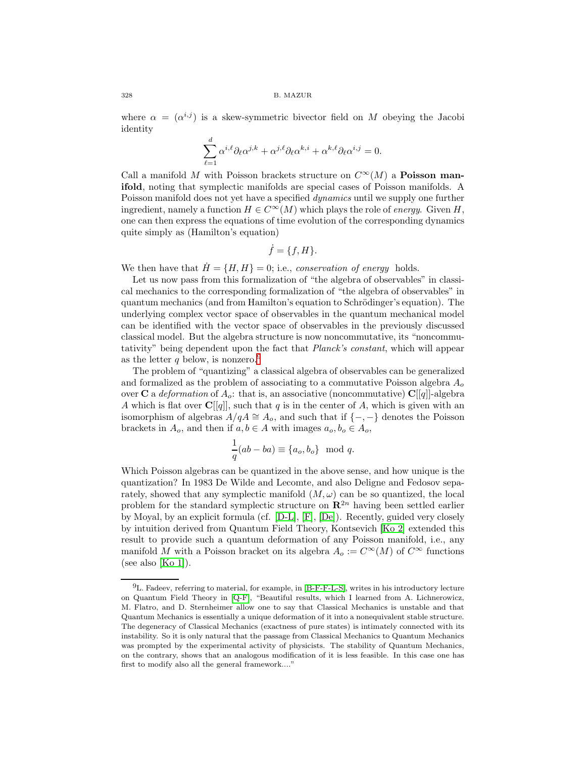where $\alpha = (\alpha^{i,j})$ is a skew-symmetric bivector field on $M$ obeying the Jacobi identity

$$\sum_{\ell=1}^{d} \alpha^{i,\ell}\partial_\ell \alpha^{j,k} + \alpha^{j,\ell}\partial_\ell \alpha^{k,i} + \alpha^{k,\ell}\partial_\ell \alpha^{i,j} = 0.$$

Call a manifold $M$ with Poisson brackets structure on $C^\infty(M)$ a **Poisson manifold**, noting that symplectic manifolds are special cases of Poisson manifolds. A Poisson manifold does not yet have a specified *dynamics* until we supply one further ingredient, namely a function $H \in C^\infty(M)$ which plays the role of *energy*. Given $H$, one can then express the equations of time evolution of the corresponding dynamics quite simply as (Hamilton's equation)

$$\dot{f} = \{f, H\}.$$

We then have that $\dot{H} = \{H, H\} = 0$; i.e., *conservation of energy* holds.

Let us now pass from this formalization of "the algebra of observables" in classical mechanics to the corresponding formalization of "the algebra of observables" in quantum mechanics (and from Hamilton's equation to Schrödinger's equation). The underlying complex vector space of observables in the quantum mechanical model can be identified with the vector space of observables in the previously discussed classical model. But the algebra structure is now noncommutative, its "noncommutativity" being dependent upon the fact that *Planck's constant*, which will appear as the letter $q$ below, is nonzero.[9]

The problem of "quantizing" a classical algebra of observables can be generalized and formalized as the problem of associating to a commutative Poisson algebra $A_o$ over $\mathbf{C}$ a *deformation* of $A_o$: that is, an associative (noncommutative) $\mathbf{C}[[q]]$-algebra $A$ which is flat over $\mathbf{C}[[q]]$, such that $q$ is in the center of $A$, which is given with an isomorphism of algebras $A/qA \cong A_o$, and such that if $\{-,-\}$ denotes the Poisson brackets in $A_o$, and then if $a, b \in A$ with images $a_o, b_o \in A_o$,

$$\frac{1}{q}(ab - ba) \equiv \{a_o, b_o\} \mod q.$$

Which Poisson algebras can be quantized in the above sense, and how unique is the quantization? In 1983 De Wilde and Lecomte, and also Deligne and Fedosov separately, showed that any symplectic manifold $(M, \omega)$ can be so quantized, the local problem for the standard symplectic structure on $\mathbf{R}^{2n}$ having been settled earlier by Moyal, by an explicit formula (cf. [D-L], [F], [De]). Recently, guided very closely by intuition derived from Quantum Field Theory, Kontsevich [Ko 2] extended this result to provide such a quantum deformation of any Poisson manifold, i.e., any manifold $M$ with a Poisson bracket on its algebra $A_o := C^\infty(M)$ of $C^\infty$ functions (see also [Ko 1]).

---

[9] L. Fadeev, referring to material, for example, in [B-F-F-L-S], writes in his introductory lecture on Quantum Field Theory in [Q-F], "Beautiful results, which I learned from A. Lichnerowicz, M. Flatro, and D. Sternheimer allow one to say that Classical Mechanics is unstable and that Quantum Mechanics is essentially a unique deformation of it into a nonequivalent stable structure. The degeneracy of Classical Mechanics (exactness of pure states) is intimately connected with its instability. So it is only natural that the passage from Classical Mechanics to Quantum Mechanics was prompted by the experimental activity of physicists. The stability of Quantum Mechanics, on the contrary, shows that an analogous modification of it is less feasible. In this case one has first to modify also all the general framework...."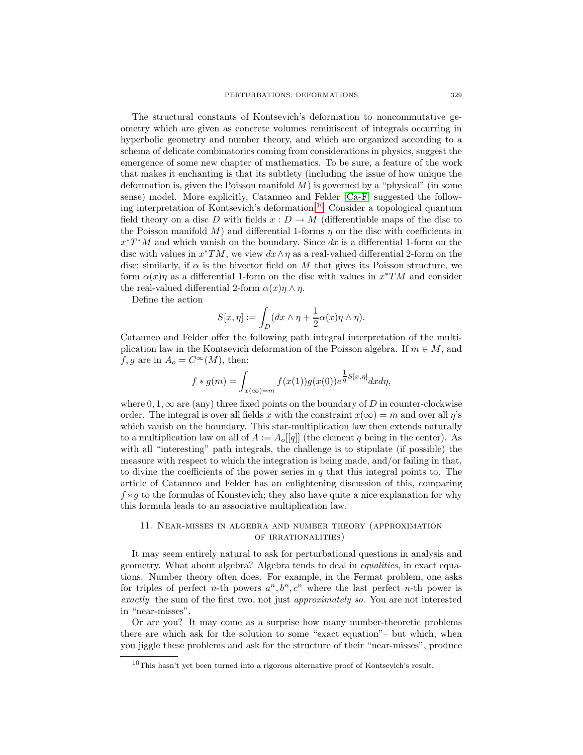The structural constants of Kontsevich's deformation to noncommutative geometry which are given as concrete volumes reminiscent of integrals occurring in hyperbolic geometry and number theory, and which are organized according to a schema of delicate combinatorics coming from considerations in physics, suggest the emergence of some new chapter of mathematics. To be sure, a feature of the work that makes it enchanting is that its subtlety (including the issue of how unique the deformation is, given the Poisson manifold $M$) is governed by a "physical" (in some sense) model. More explicitly, Catanneo and Felder [Ca-F] suggested the following interpretation of Kontsevich's deformation.[10] Consider a topological quantum field theory on a disc $D$ with fields $x : D \to M$ (differentiable maps of the disc to the Poisson manifold $M$) and differential 1-forms $\eta$ on the disc with coefficients in $x^*T^*M$ and which vanish on the boundary. Since $dx$ is a differential 1-form on the disc with values in $x^*TM$, we view $dx \wedge \eta$ as a real-valued differential 2-form on the disc; similarly, if $\alpha$ is the bivector field on $M$ that gives its Poisson structure, we form $\alpha(x)\eta$ as a differential 1-form on the disc with values in $x^*TM$ and consider the real-valued differential 2-form $\alpha(x)\eta \wedge \eta$.

Define the action

$$S[x, \eta] := \int_D (dx \wedge \eta + \frac{1}{2}\alpha(x)\eta \wedge \eta).$$

Catanneo and Felder offer the following path integral interpretation of the multiplication law in the Kontsevich deformation of the Poisson algebra. If $m \in M$, and $f, g$ are in $A_o = C^\infty(M)$, then:

$$f * g(m) = \int_{x(\infty)=m} f(x(1))g(x(0))e^{\frac{1}{q}S[x,\eta]}dxd\eta,$$

where $0, 1, \infty$ are (any) three fixed points on the boundary of $D$ in counter-clockwise order. The integral is over all fields $x$ with the constraint $x(\infty) = m$ and over all $\eta$'s which vanish on the boundary. This star-multiplication law then extends naturally to a multiplication law on all of $A := A_o[[q]]$ (the element $q$ being in the center). As with all "interesting" path integrals, the challenge is to stipulate (if possible) the measure with respect to which the integration is being made, and/or failing in that, to divine the coefficients of the power series in $q$ that this integral points to. The article of Catanneo and Felder has an enlightening discussion of this, comparing $f * g$ to the formulas of Konstevich; they also have quite a nice explanation for why this formula leads to an associative multiplication law.

## 11. Near-misses in algebra and number theory (approximation of irrationalities)

It may seem entirely natural to ask for perturbational questions in analysis and geometry. What about algebra? Algebra tends to deal in *equalities*, in exact equations. Number theory often does. For example, in the Fermat problem, one asks for triples of perfect $n$-th powers $a^n, b^n, c^n$ where the last perfect $n$-th power is *exactly* the sum of the first two, not just *approximately so.* You are not interested in "near-misses".

Or are you? It may come as a surprise how many number-theoretic problems there are which ask for the solution to some "exact equation"– but which, when you jiggle these problems and ask for the structure of their "near-misses", produce

[10] This hasn't yet been turned into a rigorous alternative proof of Kontsevich's result.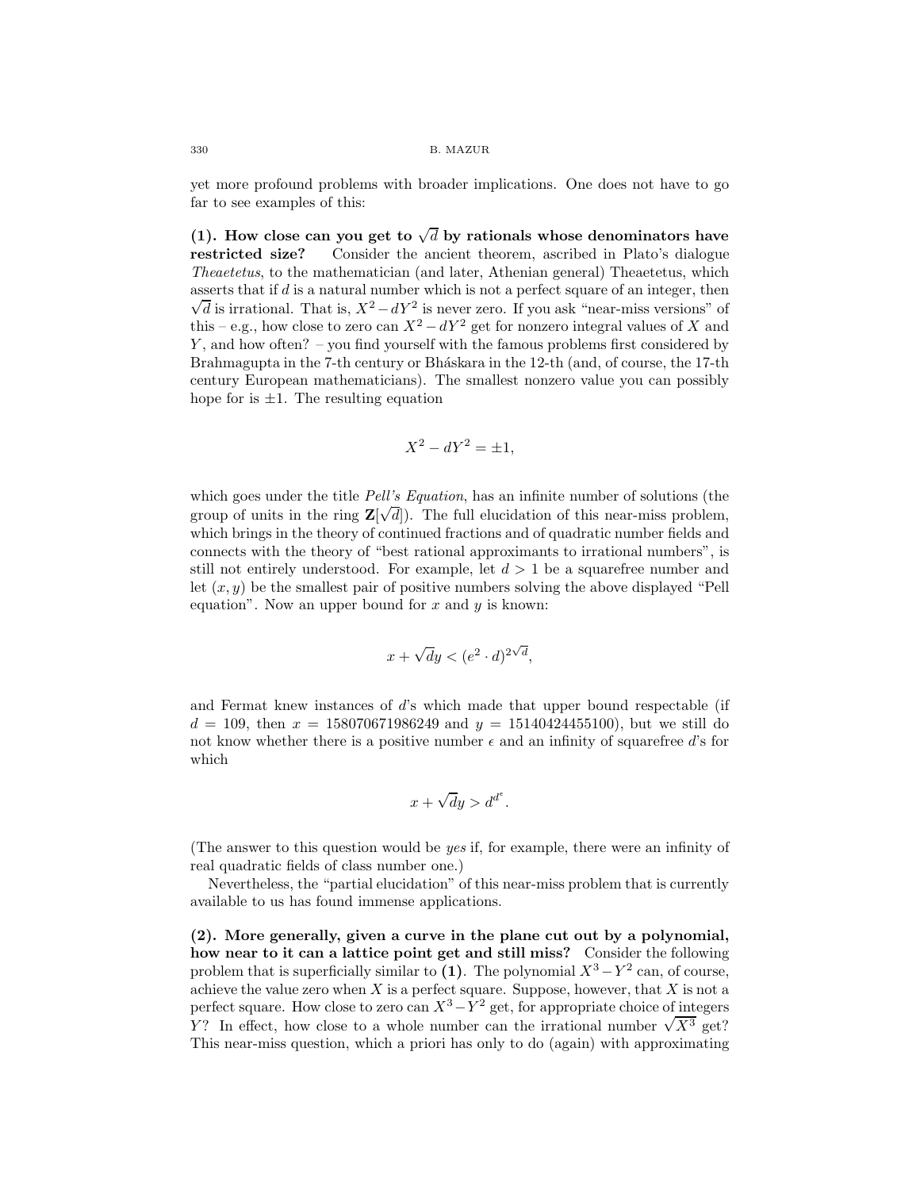yet more profound problems with broader implications. One does not have to go far to see examples of this:

**(1). How close can you get to $\sqrt{d}$ by rationals whose denominators have restricted size?** Consider the ancient theorem, ascribed in Plato's dialogue *Theaetetus*, to the mathematician (and later, Athenian general) Theaetetus, which asserts that if $d$ is a natural number which is not a perfect square of an integer, then $\sqrt{d}$ is irrational. That is, $X^2 - dY^2$ is never zero. If you ask "near-miss versions" of this – e.g., how close to zero can $X^2 - dY^2$ get for nonzero integral values of $X$ and $Y$, and how often? – you find yourself with the famous problems first considered by Brahmagupta in the 7-th century or Bháskara in the 12-th (and, of course, the 17-th century European mathematicians). The smallest nonzero value you can possibly hope for is $\pm 1$. The resulting equation

$$X^2 - dY^2 = \pm 1,$$

which goes under the title *Pell's Equation*, has an infinite number of solutions (the group of units in the ring $\mathbf{Z}[\sqrt{d}]$). The full elucidation of this near-miss problem, which brings in the theory of continued fractions and of quadratic number fields and connects with the theory of "best rational approximants to irrational numbers", is still not entirely understood. For example, let $d > 1$ be a squarefree number and let $(x, y)$ be the smallest pair of positive numbers solving the above displayed "Pell equation". Now an upper bound for $x$ and $y$ is known:

$$x + \sqrt{d}y < (e^2 \cdot d)^{2\sqrt{d}},$$

and Fermat knew instances of $d$'s which made that upper bound respectable (if $d = 109$, then $x = 158070671986249$ and $y = 15140424455100$), but we still do not know whether there is a positive number $\epsilon$ and an infinity of squarefree $d$'s for which

$$x + \sqrt{d}y > d^{d^{\epsilon}}.$$

(The answer to this question would be *yes* if, for example, there were an infinity of real quadratic fields of class number one.)

Nevertheless, the "partial elucidation" of this near-miss problem that is currently available to us has found immense applications.

**(2). More generally, given a curve in the plane cut out by a polynomial, how near to it can a lattice point get and still miss?** Consider the following problem that is superficially similar to **(1)**. The polynomial $X^3 - Y^2$ can, of course, achieve the value zero when $X$ is a perfect square. Suppose, however, that $X$ is not a perfect square. How close to zero can $X^3 - Y^2$ get, for appropriate choice of integers $Y$? In effect, how close to a whole number can the irrational number $\sqrt{X^3}$ get? This near-miss question, which a priori has only to do (again) with approximating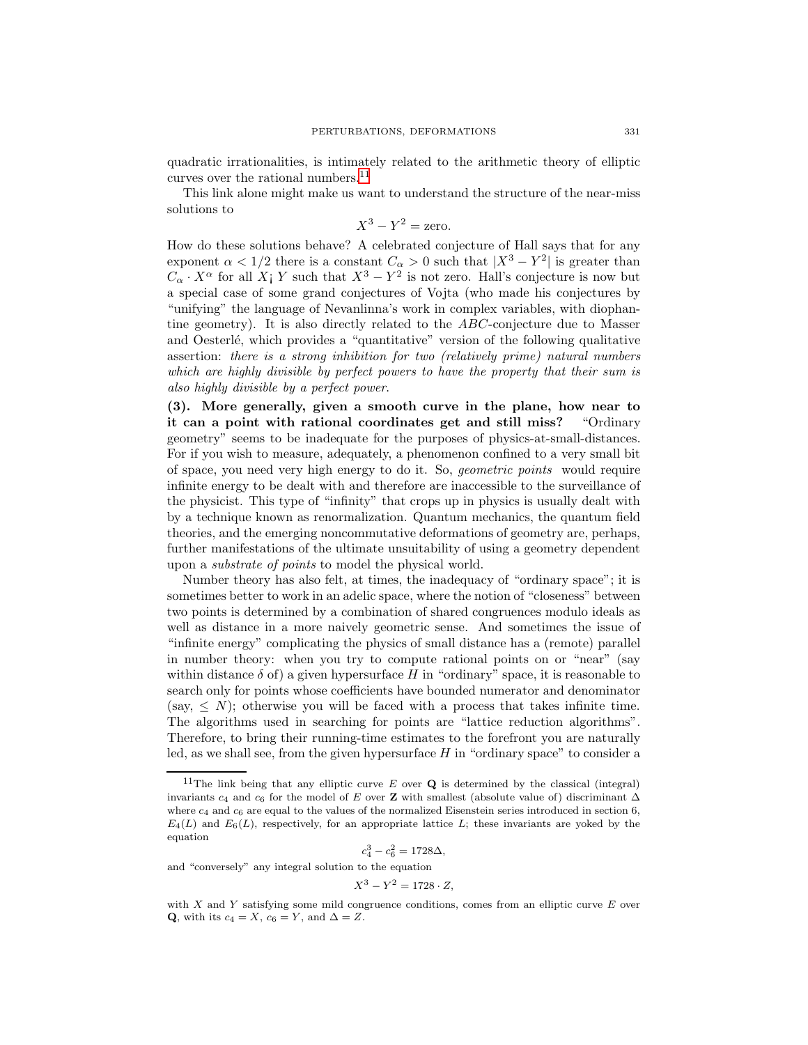quadratic irrationalities, is intimately related to the arithmetic theory of elliptic curves over the rational numbers.[11]

This link alone might make us want to understand the structure of the near-miss solutions to

$$X^3 - Y^2 = \text{zero}.$$

How do these solutions behave? A celebrated conjecture of Hall says that for any exponent $\alpha < 1/2$ there is a constant $C_\alpha > 0$ such that $|X^3 - Y^2|$ is greater than $C_\alpha \cdot X^\alpha$ for all $X$¡ $Y$ such that $X^3 - Y^2$ is not zero. Hall's conjecture is now but a special case of some grand conjectures of Vojta (who made his conjectures by "unifying" the language of Nevanlinna's work in complex variables, with diophantine geometry). It is also directly related to the *ABC*-conjecture due to Masser and Oesterlé, which provides a "quantitative" version of the following qualitative assertion: *there is a strong inhibition for two (relatively prime) natural numbers which are highly divisible by perfect powers to have the property that their sum is also highly divisible by a perfect power.*

**(3). More generally, given a smooth curve in the plane, how near to it can a point with rational coordinates get and still miss?** "Ordinary geometry" seems to be inadequate for the purposes of physics-at-small-distances. For if you wish to measure, adequately, a phenomenon confined to a very small bit of space, you need very high energy to do it. So, *geometric points* would require infinite energy to be dealt with and therefore are inaccessible to the surveillance of the physicist. This type of "infinity" that crops up in physics is usually dealt with by a technique known as renormalization. Quantum mechanics, the quantum field theories, and the emerging noncommutative deformations of geometry are, perhaps, further manifestations of the ultimate unsuitability of using a geometry dependent upon a *substrate of points* to model the physical world.

Number theory has also felt, at times, the inadequacy of "ordinary space"; it is sometimes better to work in an adelic space, where the notion of "closeness" between two points is determined by a combination of shared congruences modulo ideals as well as distance in a more naively geometric sense. And sometimes the issue of "infinite energy" complicating the physics of small distance has a (remote) parallel in number theory: when you try to compute rational points on or "near" (say within distance $\delta$ of) a given hypersurface $H$ in "ordinary" space, it is reasonable to search only for points whose coefficients have bounded numerator and denominator (say, $\leq N$); otherwise you will be faced with a process that takes infinite time. The algorithms used in searching for points are "lattice reduction algorithms". Therefore, to bring their running-time estimates to the forefront you are naturally led, as we shall see, from the given hypersurface $H$ in "ordinary space" to consider a

---

[11]The link being that any elliptic curve $E$ over $\mathbf{Q}$ is determined by the classical (integral) invariants $c_4$ and $c_6$ for the model of $E$ over $\mathbf{Z}$ with smallest (absolute value of) discriminant $\Delta$ where $c_4$ and $c_6$ are equal to the values of the normalized Eisenstein series introduced in section 6, $E_4(L)$ and $E_6(L)$, respectively, for an appropriate lattice $L$; these invariants are yoked by the equation

$$c_4^3 - c_6^2 = 1728\Delta,$$

and "conversely" any integral solution to the equation

$$X^3 - Y^2 = 1728 \cdot Z,$$

with $X$ and $Y$ satisfying some mild congruence conditions, comes from an elliptic curve $E$ over $\mathbf{Q}$, with its $c_4 = X$, $c_6 = Y$, and $\Delta = Z$.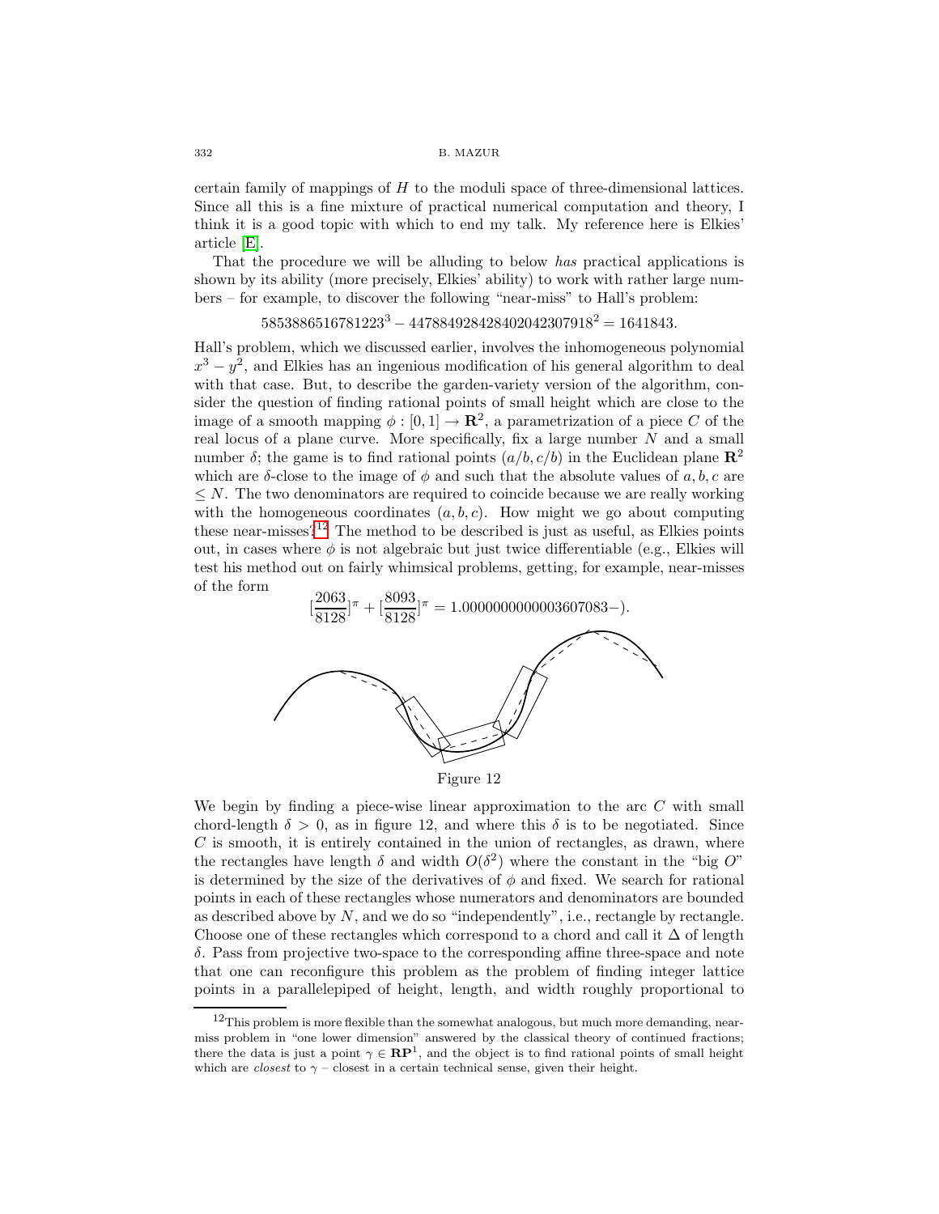certain family of mappings of $H$ to the moduli space of three-dimensional lattices. Since all this is a fine mixture of practical numerical computation and theory, I think it is a good topic with which to end my talk. My reference here is Elkies' article [E].

That the procedure we will be alluding to below *has* practical applications is shown by its ability (more precisely, Elkies' ability) to work with rather large numbers – for example, to discover the following "near-miss" to Hall's problem:

$$5853886516781223^3 - 447884928428402042307918^2 = 1641843.$$

Hall's problem, which we discussed earlier, involves the inhomogeneous polynomial $x^3 - y^2$, and Elkies has an ingenious modification of his general algorithm to deal with that case. But, to describe the garden-variety version of the algorithm, consider the question of finding rational points of small height which are close to the image of a smooth mapping $\phi : [0,1] \to \mathbf{R}^2$, a parametrization of a piece $C$ of the real locus of a plane curve. More specifically, fix a large number $N$ and a small number $\delta$; the game is to find rational points $(a/b, c/b)$ in the Euclidean plane $\mathbf{R}^2$ which are $\delta$-close to the image of $\phi$ and such that the absolute values of $a, b, c$ are $\leq N$. The two denominators are required to coincide because we are really working with the homogeneous coordinates $(a, b, c)$. How might we go about computing these near-misses?[12] The method to be described is just as useful, as Elkies points out, in cases where $\phi$ is not algebraic but just twice differentiable (e.g., Elkies will test his method out on fairly whimsical problems, getting, for example, near-misses of the form

$$[\frac{2063}{8128}]^\pi + [\frac{8093}{8128}]^\pi = 1.0000000000003607083-).$$

Figure 12

We begin by finding a piece-wise linear approximation to the arc $C$ with small chord-length $\delta > 0$, as in figure 12, and where this $\delta$ is to be negotiated. Since $C$ is smooth, it is entirely contained in the union of rectangles, as drawn, where the rectangles have length $\delta$ and width $O(\delta^2)$ where the constant in the "big $O$" is determined by the size of the derivatives of $\phi$ and fixed. We search for rational points in each of these rectangles whose numerators and denominators are bounded as described above by $N$, and we do so "independently", i.e., rectangle by rectangle. Choose one of these rectangles which correspond to a chord and call it $\Delta$ of length $\delta$. Pass from projective two-space to the corresponding affine three-space and note that one can reconfigure this problem as the problem of finding integer lattice points in a parallelepiped of height, length, and width roughly proportional to

[12] This problem is more flexible than the somewhat analogous, but much more demanding, near-miss problem in "one lower dimension" answered by the classical theory of continued fractions; there the data is just a point $\gamma \in \mathbf{RP}^1$, and the object is to find rational points of small height which are *closest* to $\gamma$ – closest in a certain technical sense, given their height.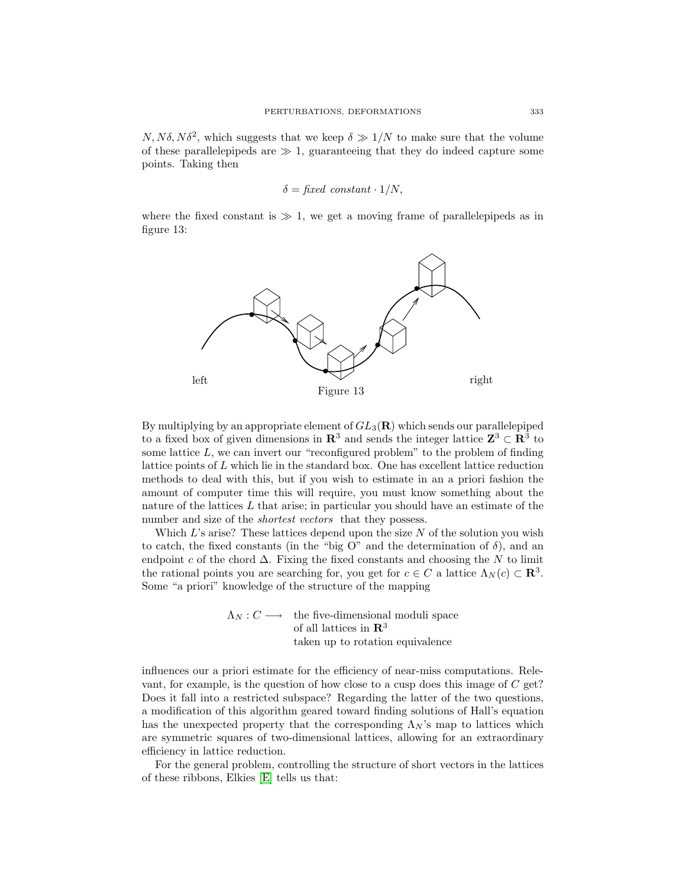$N, N\delta, N\delta^2$, which suggests that we keep $\delta \gg 1/N$ to make sure that the volume of these parallelepipeds are $\gg 1$, guaranteeing that they do indeed capture some points. Taking then

$$\delta = \textit{fixed constant} \cdot 1/N,$$

where the fixed constant is $\gg 1$, we get a moving frame of parallelepipeds as in figure 13:

left

right

Figure 13

By multiplying by an appropriate element of $GL_3(\mathbf{R})$ which sends our parallelepiped to a fixed box of given dimensions in $\mathbf{R}^3$ and sends the integer lattice $\mathbf{Z}^3 \subset \mathbf{R}^3$ to some lattice $L$, we can invert our "reconfigured problem" to the problem of finding lattice points of $L$ which lie in the standard box. One has excellent lattice reduction methods to deal with this, but if you wish to estimate in an a priori fashion the amount of computer time this will require, you must know something about the nature of the lattices $L$ that arise; in particular you should have an estimate of the number and size of the *shortest vectors* that they possess.

Which $L$'s arise? These lattices depend upon the size $N$ of the solution you wish to catch, the fixed constants (in the "big O" and the determination of $\delta$), and an endpoint $c$ of the chord $\Delta$. Fixing the fixed constants and choosing the $N$ to limit the rational points you are searching for, you get for $c \in C$ a lattice $\Lambda_N(c) \subset \mathbf{R}^3$. Some "a priori" knowledge of the structure of the mapping

$$\Lambda_N : C \longrightarrow \begin{array}{l}\text{the five-dimensional moduli space}\\ \text{of all lattices in } \mathbf{R}^3\\ \text{taken up to rotation equivalence}\end{array}$$

influences our a priori estimate for the efficiency of near-miss computations. Relevant, for example, is the question of how close to a cusp does this image of $C$ get? Does it fall into a restricted subspace? Regarding the latter of the two questions, a modification of this algorithm geared toward finding solutions of Hall's equation has the unexpected property that the corresponding $\Lambda_N$'s map to lattices which are symmetric squares of two-dimensional lattices, allowing for an extraordinary efficiency in lattice reduction.

For the general problem, controlling the structure of short vectors in the lattices of these ribbons, Elkies [E] tells us that: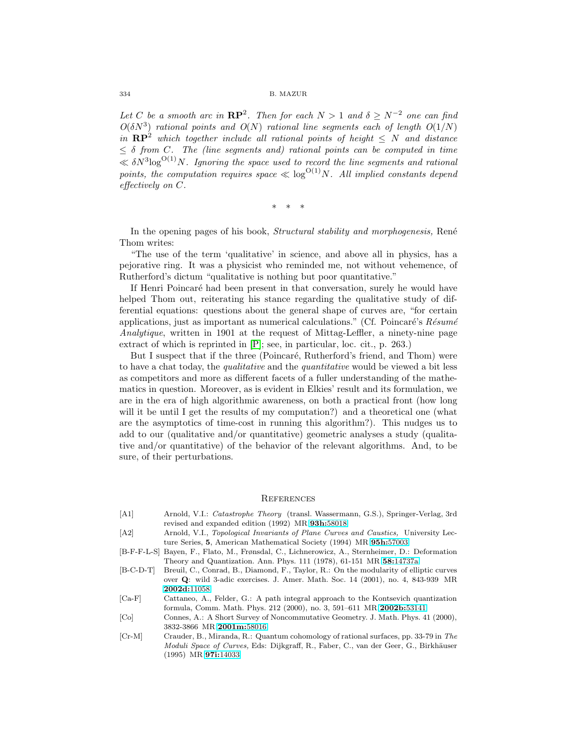*Let $C$ be a smooth arc in $\mathbf{RP}^2$. Then for each $N > 1$ and $\delta \geq N^{-2}$ one can find $O(\delta N^3)$ rational points and $O(N)$ rational line segments each of length $O(1/N)$ in $\mathbf{RP}^2$ which together include all rational points of height $\leq N$ and distance $\leq \delta$ from $C$. The (line segments and) rational points can be computed in time $\ll \delta N^3 \log^{O(1)} N$. Ignoring the space used to record the line segments and rational points, the computation requires space $\ll \log^{O(1)} N$. All implied constants depend effectively on $C$.*

\* \* \*

In the opening pages of his book, *Structural stability and morphogenesis*, René Thom writes:

"The use of the term 'qualitative' in science, and above all in physics, has a pejorative ring. It was a physicist who reminded me, not without vehemence, of Rutherford's dictum "qualitative is nothing but poor quantitative."

If Henri Poincaré had been present in that conversation, surely he would have helped Thom out, reiterating his stance regarding the qualitative study of differential equations: questions about the general shape of curves are, "for certain applications, just as important as numerical calculations." (Cf. Poincaré's *Résumé Analytique*, written in 1901 at the request of Mittag-Leffler, a ninety-nine page extract of which is reprinted in [P]; see, in particular, loc. cit., p. 263.)

But I suspect that if the three (Poincaré, Rutherford's friend, and Thom) were to have a chat today, the *qualitative* and the *quantitative* would be viewed a bit less as competitors and more as different facets of a fuller understanding of the mathematics in question. Moreover, as is evident in Elkies' result and its formulation, we are in the era of high algorithmic awareness, on both a practical front (how long will it be until I get the results of my computation?) and a theoretical one (what are the asymptotics of time-cost in running this algorithm?). This nudges us to add to our (qualitative and/or quantitative) geometric analyses a study (qualitative and/or quantitative) of the behavior of the relevant algorithms. And, to be sure, of their perturbations.

## References

[A1] Arnold, V.I.: *Catastrophe Theory* (transl. Wassermann, G.S.), Springer-Verlag, 3rd revised and expanded edition (1992) MR **93h:**58018

[A2] Arnold, V.I., *Topological Invariants of Plane Curves and Caustics,* University Lecture Series, **5**, American Mathematical Society (1994) MR **95h:**57003

[B-F-F-L-S] Bayen, F., Flato, M., Frønsdal, C., Lichnerowicz, A., Sternheimer, D.: Deformation Theory and Quantization. Ann. Phys. 111 (1978), 61-151 MR **58:**14737a

[B-C-D-T] Breuil, C., Conrad, B., Diamond, F., Taylor, R.: On the modularity of elliptic curves over **Q**: wild 3-adic exercises. J. Amer. Math. Soc. 14 (2001), no. 4, 843-939 MR **2002d:**11058

[Ca-F] Cattaneo, A., Felder, G.: A path integral approach to the Kontsevich quantization formula, Comm. Math. Phys. 212 (2000), no. 3, 591–611 MR **2002b:**53141

[Co] Connes, A.: A Short Survey of Noncommutative Geometry. J. Math. Phys. 41 (2000), 3832-3866 MR **2001m:**58016

[Cr-M] Crauder, B., Miranda, R.: Quantum cohomology of rational surfaces, pp. 33-79 in *The Moduli Space of Curves,* Eds: Dijkgraff, R., Faber, C., van der Geer, G., Birkhäuser (1995) MR **97i:**14033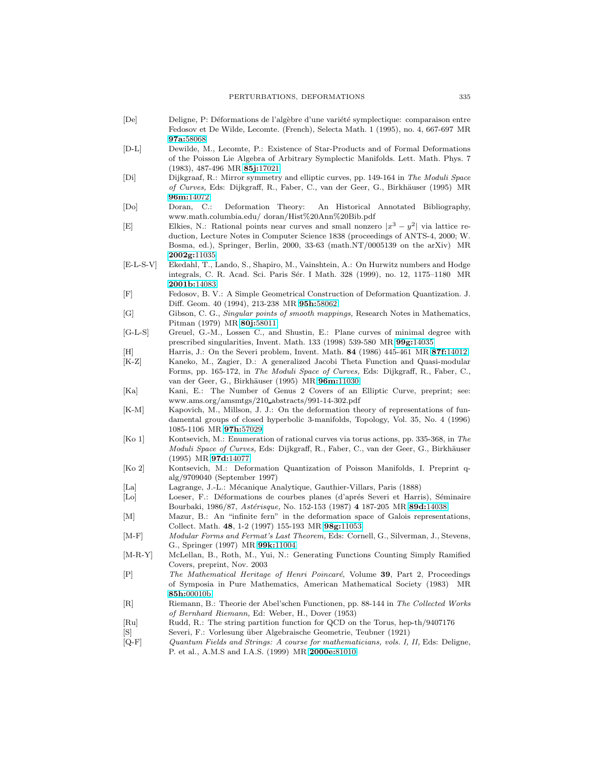[De] Deligne, P: Déformations de l'algèbre d'une variété symplectique: comparaison entre Fedosov et De Wilde, Lecomte. (French), Selecta Math. 1 (1995), no. 4, 667-697 MR **97a:**58068

[D-L] Dewilde, M., Lecomte, P.: Existence of Star-Products and of Formal Deformations of the Poisson Lie Algebra of Arbitrary Symplectic Manifolds. Lett. Math. Phys. 7 (1983), 487-496 MR **85j:**17021

[Di] Dijkgraaf, R.: Mirror symmetry and elliptic curves, pp. 149-164 in *The Moduli Space of Curves,* Eds: Dijkgraff, R., Faber, C., van der Geer, G., Birkhäuser (1995) MR **96m:**14072

[Do] Doran, C.: Deformation Theory: An Historical Annotated Bibliography, www.math.columbia.edu/ doran/Hist%20Ann%20Bib.pdf

[E] Elkies, N.: Rational points near curves and small nonzero $|x^3 - y^2|$ via lattice reduction, Lecture Notes in Computer Science 1838 (proceedings of ANTS-4, 2000; W. Bosma, ed.), Springer, Berlin, 2000, 33-63 (math.NT/0005139 on the arXiv) MR **2002g:**11035

[E-L-S-V] Ekedahl, T., Lando, S., Shapiro, M., Vainshtein, A.: On Hurwitz numbers and Hodge integrals, C. R. Acad. Sci. Paris Sér. I Math. 328 (1999), no. 12, 1175–1180 MR **2001b:**14083

[F] Fedosov, B. V.: A Simple Geometrical Construction of Deformation Quantization. J. Diff. Geom. 40 (1994), 213-238 MR **95h:**58062

[G] Gibson, C. G., *Singular points of smooth mappings,* Research Notes in Mathematics, Pitman (1979) MR **80j:**58011

[G-L-S] Greuel, G.-M., Lossen C., and Shustin, E.: Plane curves of minimal degree with prescribed singularities, Invent. Math. 133 (1998) 539-580 MR **99g:**14035

[H] Harris, J.: On the Severi problem, Invent. Math. **84** (1986) 445-461 MR **87f:**14012

[K-Z] Kaneko, M., Zagier, D.: A generalized Jacobi Theta Function and Quasi-modular Forms, pp. 165-172, in *The Moduli Space of Curves,* Eds: Dijkgraff, R., Faber, C., van der Geer, G., Birkhäuser (1995) MR **96m:**11030

[Ka] Kani, E.: The Number of Genus 2 Covers of an Elliptic Curve, preprint; see: www.ams.org/amsmtgs/210_abstracts/991-14-302.pdf

[K-M] Kapovich, M., Millson, J. J.: On the deformation theory of representations of fundamental groups of closed hyperbolic 3-manifolds, Topology, Vol. 35, No. 4 (1996) 1085-1106 MR **97h:**57029

[Ko 1] Kontsevich, M.: Enumeration of rational curves via torus actions, pp. 335-368, in *The Moduli Space of Curves,* Eds: Dijkgraff, R., Faber, C., van der Geer, G., Birkhäuser (1995) MR **97d:**14077

[Ko 2] Kontsevich, M.: Deformation Quantization of Poisson Manifolds, I. Preprint q-alg/9709040 (September 1997)

[La] Lagrange, J.-L.: Mécanique Analytique, Gauthier-Villars, Paris (1888)

[Lo] Loeser, F.: Déformations de courbes planes (d'aprés Severi et Harris), Séminaire Bourbaki, 1986/87, *Astérisque,* No. 152-153 (1987) **4** 187-205 MR **89d:**14038

[M] Mazur, B.: An "infinite fern" in the deformation space of Galois representations, Collect. Math. **48**, 1-2 (1997) 155-193 MR **98g:**11053

[M-F] *Modular Forms and Fermat's Last Theorem,* Eds: Cornell, G., Silverman, J., Stevens, G., Springer (1997) MR **99k:**11004

[M-R-Y] McLellan, B., Roth, M., Yui, N.: Generating Functions Counting Simply Ramified Covers, preprint, Nov. 2003

[P] *The Mathematical Heritage of Henri Poincaré,* Volume **39**, Part 2, Proceedings of Symposia in Pure Mathematics, American Mathematical Society (1983) MR **85h:**00010b

[R] Riemann, B.: Theorie der Abel'schen Functionen, pp. 88-144 in *The Collected Works of Bernhard Riemann,* Ed: Weber, H., Dover (1953)

[Ru] Rudd, R.: The string partition function for QCD on the Torus, hep-th/9407176

[S] Severi, F.: Vorlesung über Algebraische Geometrie, Teubner (1921)

[Q-F] *Quantum Fields and Strings: A course for mathematicians, vols. I, II,* Eds: Deligne, P. et al., A.M.S and I.A.S. (1999) MR **2000e:**81010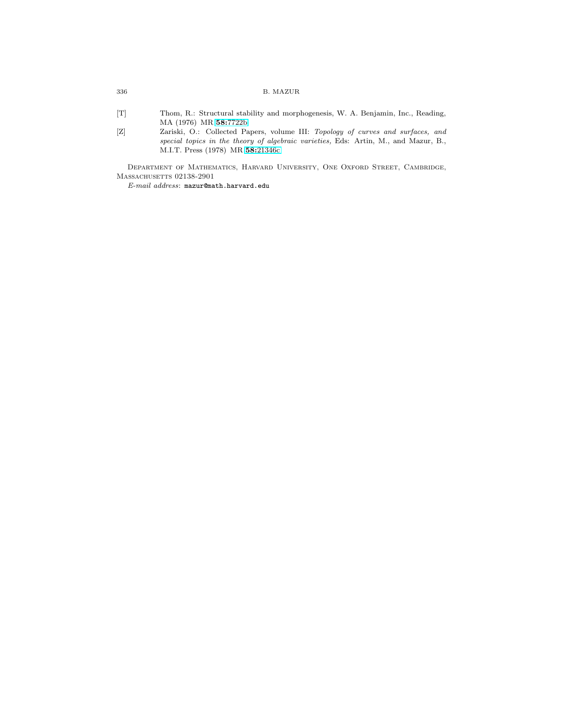[T] Thom, R.: Structural stability and morphogenesis, W. A. Benjamin, Inc., Reading, MA (1976) MR **58:**7722b

[Z] Zariski, O.: Collected Papers, volume III: *Topology of curves and surfaces, and special topics in the theory of algebraic varieties,* Eds: Artin, M., and Mazur, B., M.I.T. Press (1978) MR **58:**21346c

Department of Mathematics, Harvard University, One Oxford Street, Cambridge, Massachusetts 02138-2901

*E-mail address*: `mazur@math.harvard.edu`